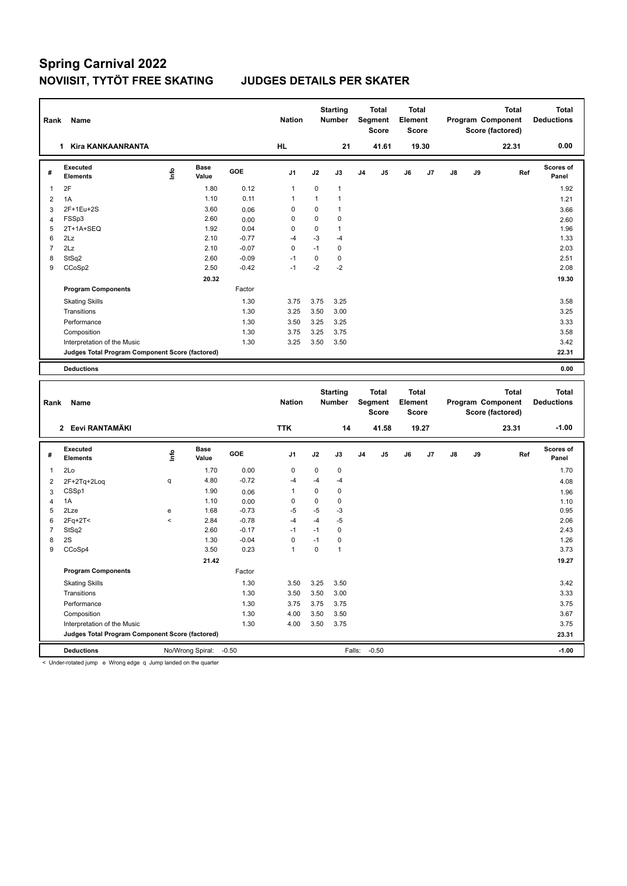# Spring Carnival 2022

## NOVIISIT, TYTÖT FREE SKATING JUDGES DETAILS PER SKATER

| Rank | Name | Nation | Starting Number | Total Segment Score | Total Element Score | Total Program Component Score (factored) | Total Deductions |
|---|---|---|---|---|---|---|---|
| 1 | Kira KANKAANRANTA | HL | 21 | 41.61 | 19.30 | 22.31 | 0.00 |

| # | Executed Elements | Info | Base Value | GOE | J1 | J2 | J3 | J4 | J5 | J6 | J7 | J8 | J9 | Ref | Scores of Panel |
|---|---|---|---|---|---|---|---|---|---|---|---|---|---|---|---|
| 1 | 2F | | 1.80 | 0.12 | 1 | 0 | 1 | | | | | | | | 1.92 |
| 2 | 1A | | 1.10 | 0.11 | 1 | 1 | 1 | | | | | | | | 1.21 |
| 3 | 2F+1Eu+2S | | 3.60 | 0.06 | 0 | 0 | 1 | | | | | | | | 3.66 |
| 4 | FSSp3 | | 2.60 | 0.00 | 0 | 0 | 0 | | | | | | | | 2.60 |
| 5 | 2T+1A+SEQ | | 1.92 | 0.04 | 0 | 0 | 1 | | | | | | | | 1.96 |
| 6 | 2Lz | | 2.10 | -0.77 | -4 | -3 | -4 | | | | | | | | 1.33 |
| 7 | 2Lz | | 2.10 | -0.07 | 0 | -1 | 0 | | | | | | | | 2.03 |
| 8 | StSq2 | | 2.60 | -0.09 | -1 | 0 | 0 | | | | | | | | 2.51 |
| 9 | CCoSp2 | | 2.50 | -0.42 | -1 | -2 | -2 | | | | | | | | 2.08 |
| | | | 20.32 | | | | | | | | | | | | 19.30 |
| | **Program Components** | | | Factor | | | | | | | | | | | |
| | Skating Skills | | | 1.30 | 3.75 | 3.75 | 3.25 | | | | | | | | 3.58 |
| | Transitions | | | 1.30 | 3.25 | 3.50 | 3.00 | | | | | | | | 3.25 |
| | Performance | | | 1.30 | 3.50 | 3.25 | 3.25 | | | | | | | | 3.33 |
| | Composition | | | 1.30 | 3.75 | 3.25 | 3.75 | | | | | | | | 3.58 |
| | Interpretation of the Music | | | 1.30 | 3.25 | 3.50 | 3.50 | | | | | | | | 3.42 |
| | **Judges Total Program Component Score (factored)** | | | | | | | | | | | | | | 22.31 |
| | **Deductions** | | | | | | | | | | | | | | 0.00 |

| Rank | Name | Nation | Starting Number | Total Segment Score | Total Element Score | Total Program Component Score (factored) | Total Deductions |
|---|---|---|---|---|---|---|---|
| 2 | Eevi RANTAMÄKI | TTK | 14 | 41.58 | 19.27 | 23.31 | -1.00 |

| # | Executed Elements | Info | Base Value | GOE | J1 | J2 | J3 | J4 | J5 | J6 | J7 | J8 | J9 | Ref | Scores of Panel |
|---|---|---|---|---|---|---|---|---|---|---|---|---|---|---|---|
| 1 | 2Lo | | 1.70 | 0.00 | 0 | 0 | 0 | | | | | | | | 1.70 |
| 2 | 2F+2Tq+2Loq | q | 4.80 | -0.72 | -4 | -4 | -4 | | | | | | | | 4.08 |
| 3 | CSSp1 | | 1.90 | 0.06 | 1 | 0 | 0 | | | | | | | | 1.96 |
| 4 | 1A | | 1.10 | 0.00 | 0 | 0 | 0 | | | | | | | | 1.10 |
| 5 | 2Lze | e | 1.68 | -0.73 | -5 | -5 | -3 | | | | | | | | 0.95 |
| 6 | 2Fq+2T< | < | 2.84 | -0.78 | -4 | -4 | -5 | | | | | | | | 2.06 |
| 7 | StSq2 | | 2.60 | -0.17 | -1 | -1 | 0 | | | | | | | | 2.43 |
| 8 | 2S | | 1.30 | -0.04 | 0 | -1 | 0 | | | | | | | | 1.26 |
| 9 | CCoSp4 | | 3.50 | 0.23 | 1 | 0 | 1 | | | | | | | | 3.73 |
| | | | 21.42 | | | | | | | | | | | | 19.27 |
| | **Program Components** | | | Factor | | | | | | | | | | | |
| | Skating Skills | | | 1.30 | 3.50 | 3.25 | 3.50 | | | | | | | | 3.42 |
| | Transitions | | | 1.30 | 3.50 | 3.50 | 3.00 | | | | | | | | 3.33 |
| | Performance | | | 1.30 | 3.75 | 3.75 | 3.75 | | | | | | | | 3.75 |
| | Composition | | | 1.30 | 4.00 | 3.50 | 3.50 | | | | | | | | 3.67 |
| | Interpretation of the Music | | | 1.30 | 4.00 | 3.50 | 3.75 | | | | | | | | 3.75 |
| | **Judges Total Program Component Score (factored)** | | | | | | | | | | | | | | 23.31 |
| | **Deductions** | | No/Wrong Spiral: | -0.50 | | | Falls: | -0.50 | | | | | | | -1.00 |

< Under-rotated jump e Wrong edge q Jump landed on the quarter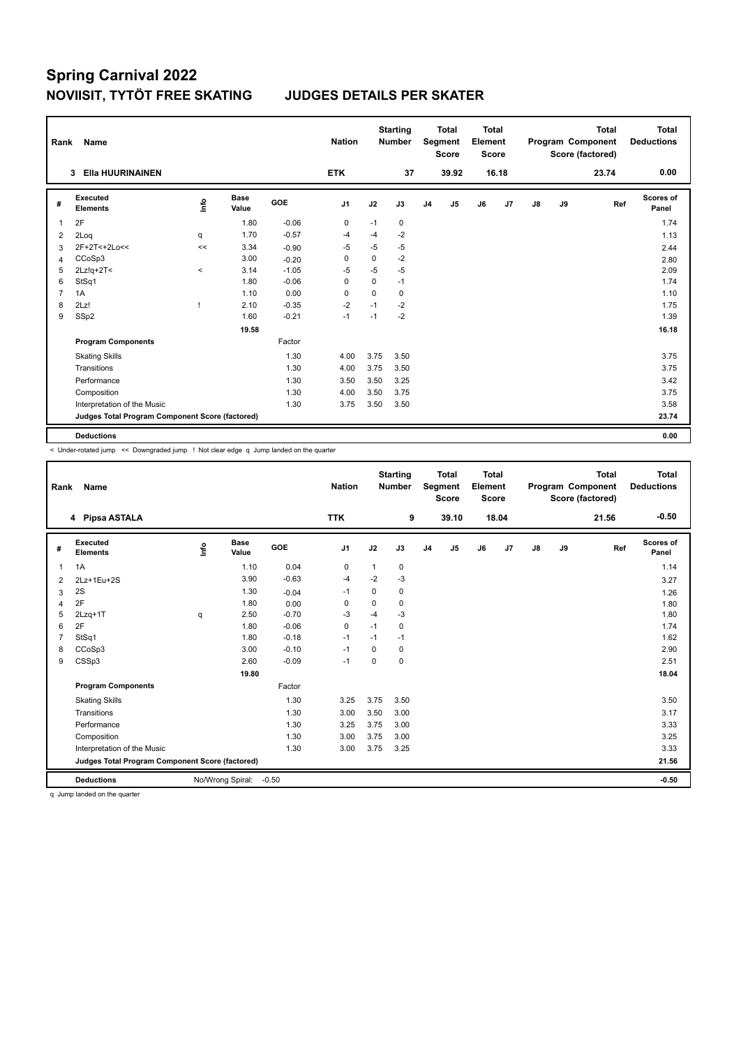# Spring Carnival 2022

## NOVIISIT, TYTÖT FREE SKATING JUDGES DETAILS PER SKATER

| Rank | Name | Nation | Starting Number | Total Segment Score | Total Element Score | Total Program Component Score (factored) | Total Deductions |
|---|---|---|---|---|---|---|---|
| 3 | Ella HUURINAINEN | ETK | 37 | 39.92 | 16.18 | 23.74 | 0.00 |

| # | Executed Elements | Info | Base Value | GOE | J1 | J2 | J3 | J4 | J5 | J6 | J7 | J8 | J9 | Ref | Scores of Panel |
|---|---|---|---|---|---|---|---|---|---|---|---|---|---|---|---|
| 1 | 2F | | 1.80 | -0.06 | 0 | -1 | 0 | | | | | | | | 1.74 |
| 2 | 2Loq | q | 1.70 | -0.57 | -4 | -4 | -2 | | | | | | | | 1.13 |
| 3 | 2F+2T<+2Lo<< | << | 3.34 | -0.90 | -5 | -5 | -5 | | | | | | | | 2.44 |
| 4 | CCoSp3 | | 3.00 | -0.20 | 0 | 0 | -2 | | | | | | | | 2.80 |
| 5 | 2Lz!q+2T< | < | 3.14 | -1.05 | -5 | -5 | -5 | | | | | | | | 2.09 |
| 6 | StSq1 | | 1.80 | -0.06 | 0 | 0 | -1 | | | | | | | | 1.74 |
| 7 | 1A | | 1.10 | 0.00 | 0 | 0 | 0 | | | | | | | | 1.10 |
| 8 | 2Lz! | ! | 2.10 | -0.35 | -2 | -1 | -2 | | | | | | | | 1.75 |
| 9 | SSp2 | | 1.60 | -0.21 | -1 | -1 | -2 | | | | | | | | 1.39 |
| | | | 19.58 | | | | | | | | | | | | 16.18 |
| | **Program Components** | | | Factor | | | | | | | | | | | |
| | Skating Skills | | | 1.30 | 4.00 | 3.75 | 3.50 | | | | | | | | 3.75 |
| | Transitions | | | 1.30 | 4.00 | 3.75 | 3.50 | | | | | | | | 3.75 |
| | Performance | | | 1.30 | 3.50 | 3.50 | 3.25 | | | | | | | | 3.42 |
| | Composition | | | 1.30 | 4.00 | 3.50 | 3.75 | | | | | | | | 3.75 |
| | Interpretation of the Music | | | 1.30 | 3.75 | 3.50 | 3.50 | | | | | | | | 3.58 |
| | **Judges Total Program Component Score (factored)** | | | | | | | | | | | | | | 23.74 |
| | **Deductions** | | | | | | | | | | | | | | 0.00 |

< Under-rotated jump << Downgraded jump ! Not clear edge q Jump landed on the quarter

| Rank | Name | Nation | Starting Number | Total Segment Score | Total Element Score | Total Program Component Score (factored) | Total Deductions |
|---|---|---|---|---|---|---|---|
| 4 | Pipsa ASTALA | TTK | 9 | 39.10 | 18.04 | 21.56 | -0.50 |

| # | Executed Elements | Info | Base Value | GOE | J1 | J2 | J3 | J4 | J5 | J6 | J7 | J8 | J9 | Ref | Scores of Panel |
|---|---|---|---|---|---|---|---|---|---|---|---|---|---|---|---|
| 1 | 1A | | 1.10 | 0.04 | 0 | 1 | 0 | | | | | | | | 1.14 |
| 2 | 2Lz+1Eu+2S | | 3.90 | -0.63 | -4 | -2 | -3 | | | | | | | | 3.27 |
| 3 | 2S | | 1.30 | -0.04 | -1 | 0 | 0 | | | | | | | | 1.26 |
| 4 | 2F | | 1.80 | 0.00 | 0 | 0 | 0 | | | | | | | | 1.80 |
| 5 | 2Lzq+1T | q | 2.50 | -0.70 | -3 | -4 | -3 | | | | | | | | 1.80 |
| 6 | 2F | | 1.80 | -0.06 | 0 | -1 | 0 | | | | | | | | 1.74 |
| 7 | StSq1 | | 1.80 | -0.18 | -1 | -1 | -1 | | | | | | | | 1.62 |
| 8 | CCoSp3 | | 3.00 | -0.10 | -1 | 0 | 0 | | | | | | | | 2.90 |
| 9 | CSSp3 | | 2.60 | -0.09 | -1 | 0 | 0 | | | | | | | | 2.51 |
| | | | 19.80 | | | | | | | | | | | | 18.04 |
| | **Program Components** | | | Factor | | | | | | | | | | | |
| | Skating Skills | | | 1.30 | 3.25 | 3.75 | 3.50 | | | | | | | | 3.50 |
| | Transitions | | | 1.30 | 3.00 | 3.50 | 3.00 | | | | | | | | 3.17 |
| | Performance | | | 1.30 | 3.25 | 3.75 | 3.00 | | | | | | | | 3.33 |
| | Composition | | | 1.30 | 3.00 | 3.75 | 3.00 | | | | | | | | 3.25 |
| | Interpretation of the Music | | | 1.30 | 3.00 | 3.75 | 3.25 | | | | | | | | 3.33 |
| | **Judges Total Program Component Score (factored)** | | | | | | | | | | | | | | 21.56 |
| | **Deductions** | No/Wrong Spiral: | -0.50 | | | | | | | | | | | | -0.50 |

q Jump landed on the quarter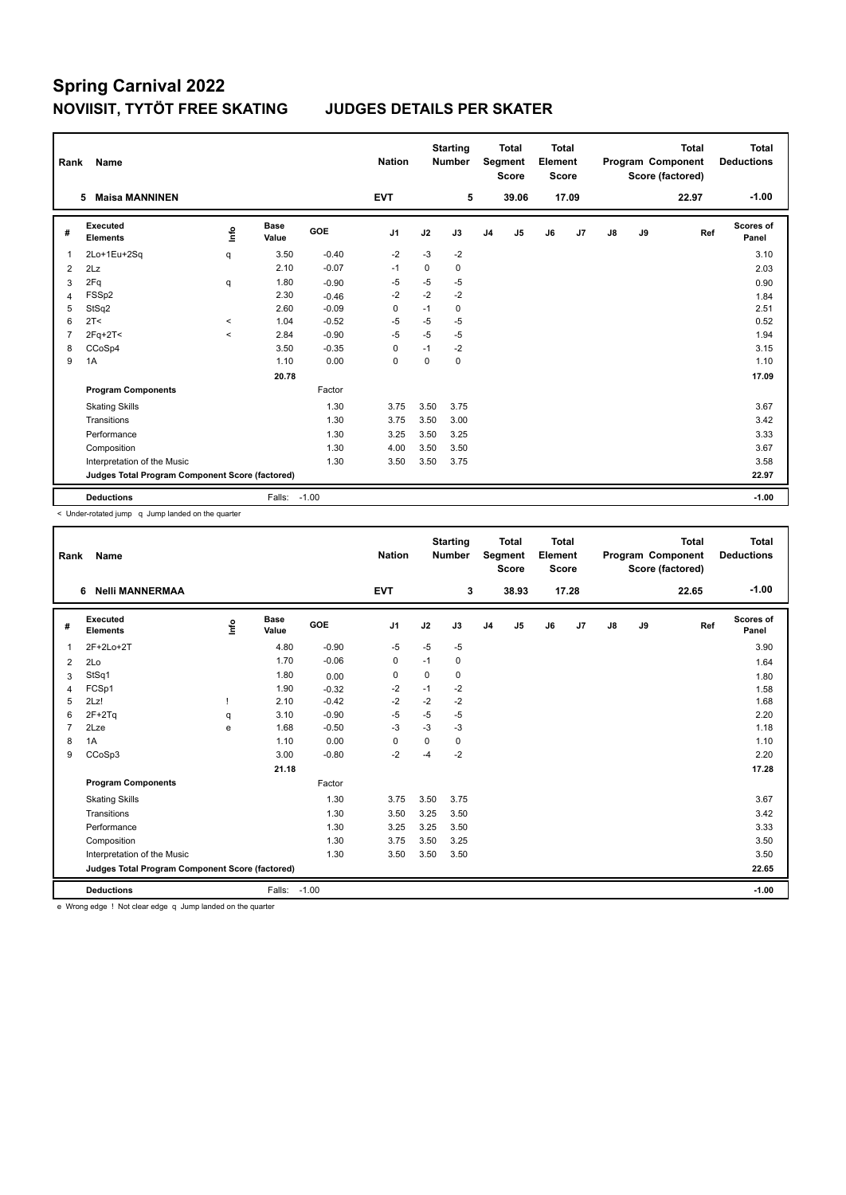# Spring Carnival 2022

## NOVIISIT, TYTÖT FREE SKATING JUDGES DETAILS PER SKATER

| Rank | Name | Nation | Starting Number | Total Segment Score | Total Element Score | Total Program Component Score (factored) | Total Deductions |
|---|---|---|---|---|---|---|---|
| 5 | Maisa MANNINEN | EVT | 5 | 39.06 | 17.09 | 22.97 | -1.00 |

| # | Executed Elements | Info | Base Value | GOE | J1 | J2 | J3 | J4 | J5 | J6 | J7 | J8 | J9 | Ref | Scores of Panel |
|---|---|---|---|---|---|---|---|---|---|---|---|---|---|---|---|
| 1 | 2Lo+1Eu+2Sq | q | 3.50 | -0.40 | -2 | -3 | -2 | | | | | | | | 3.10 |
| 2 | 2Lz | | 2.10 | -0.07 | -1 | 0 | 0 | | | | | | | | 2.03 |
| 3 | 2Fq | q | 1.80 | -0.90 | -5 | -5 | -5 | | | | | | | | 0.90 |
| 4 | FSSp2 | | 2.30 | -0.46 | -2 | -2 | -2 | | | | | | | | 1.84 |
| 5 | StSq2 | | 2.60 | -0.09 | 0 | -1 | 0 | | | | | | | | 2.51 |
| 6 | 2T< | < | 1.04 | -0.52 | -5 | -5 | -5 | | | | | | | | 0.52 |
| 7 | 2Fq+2T< | < | 2.84 | -0.90 | -5 | -5 | -5 | | | | | | | | 1.94 |
| 8 | CCoSp4 | | 3.50 | -0.35 | 0 | -1 | -2 | | | | | | | | 3.15 |
| 9 | 1A | | 1.10 | 0.00 | 0 | 0 | 0 | | | | | | | | 1.10 |
| | | | 20.78 | | | | | | | | | | | | 17.09 |
| | **Program Components** | | | Factor | | | | | | | | | | | |
| | Skating Skills | | | 1.30 | 3.75 | 3.50 | 3.75 | | | | | | | | 3.67 |
| | Transitions | | | 1.30 | 3.75 | 3.50 | 3.00 | | | | | | | | 3.42 |
| | Performance | | | 1.30 | 3.25 | 3.50 | 3.25 | | | | | | | | 3.33 |
| | Composition | | | 1.30 | 4.00 | 3.50 | 3.50 | | | | | | | | 3.67 |
| | Interpretation of the Music | | | 1.30 | 3.50 | 3.50 | 3.75 | | | | | | | | 3.58 |
| | **Judges Total Program Component Score (factored)** | | | | | | | | | | | | | | 22.97 |
| | **Deductions** | | Falls: | -1.00 | | | | | | | | | | | -1.00 |

< Under-rotated jump q Jump landed on the quarter

| Rank | Name | Nation | Starting Number | Total Segment Score | Total Element Score | Total Program Component Score (factored) | Total Deductions |
|---|---|---|---|---|---|---|---|
| 6 | Nelli MANNERMAA | EVT | 3 | 38.93 | 17.28 | 22.65 | -1.00 |

| # | Executed Elements | Info | Base Value | GOE | J1 | J2 | J3 | J4 | J5 | J6 | J7 | J8 | J9 | Ref | Scores of Panel |
|---|---|---|---|---|---|---|---|---|---|---|---|---|---|---|---|
| 1 | 2F+2Lo+2T | | 4.80 | -0.90 | -5 | -5 | -5 | | | | | | | | 3.90 |
| 2 | 2Lo | | 1.70 | -0.06 | 0 | -1 | 0 | | | | | | | | 1.64 |
| 3 | StSq1 | | 1.80 | 0.00 | 0 | 0 | 0 | | | | | | | | 1.80 |
| 4 | FCSp1 | | 1.90 | -0.32 | -2 | -1 | -2 | | | | | | | | 1.58 |
| 5 | 2Lz! | ! | 2.10 | -0.42 | -2 | -2 | -2 | | | | | | | | 1.68 |
| 6 | 2F+2Tq | q | 3.10 | -0.90 | -5 | -5 | -5 | | | | | | | | 2.20 |
| 7 | 2Lze | e | 1.68 | -0.50 | -3 | -3 | -3 | | | | | | | | 1.18 |
| 8 | 1A | | 1.10 | 0.00 | 0 | 0 | 0 | | | | | | | | 1.10 |
| 9 | CCoSp3 | | 3.00 | -0.80 | -2 | -4 | -2 | | | | | | | | 2.20 |
| | | | 21.18 | | | | | | | | | | | | 17.28 |
| | **Program Components** | | | Factor | | | | | | | | | | | |
| | Skating Skills | | | 1.30 | 3.75 | 3.50 | 3.75 | | | | | | | | 3.67 |
| | Transitions | | | 1.30 | 3.50 | 3.25 | 3.50 | | | | | | | | 3.42 |
| | Performance | | | 1.30 | 3.25 | 3.25 | 3.50 | | | | | | | | 3.33 |
| | Composition | | | 1.30 | 3.75 | 3.50 | 3.25 | | | | | | | | 3.50 |
| | Interpretation of the Music | | | 1.30 | 3.50 | 3.50 | 3.50 | | | | | | | | 3.50 |
| | **Judges Total Program Component Score (factored)** | | | | | | | | | | | | | | 22.65 |
| | **Deductions** | | Falls: | -1.00 | | | | | | | | | | | -1.00 |

e Wrong edge ! Not clear edge q Jump landed on the quarter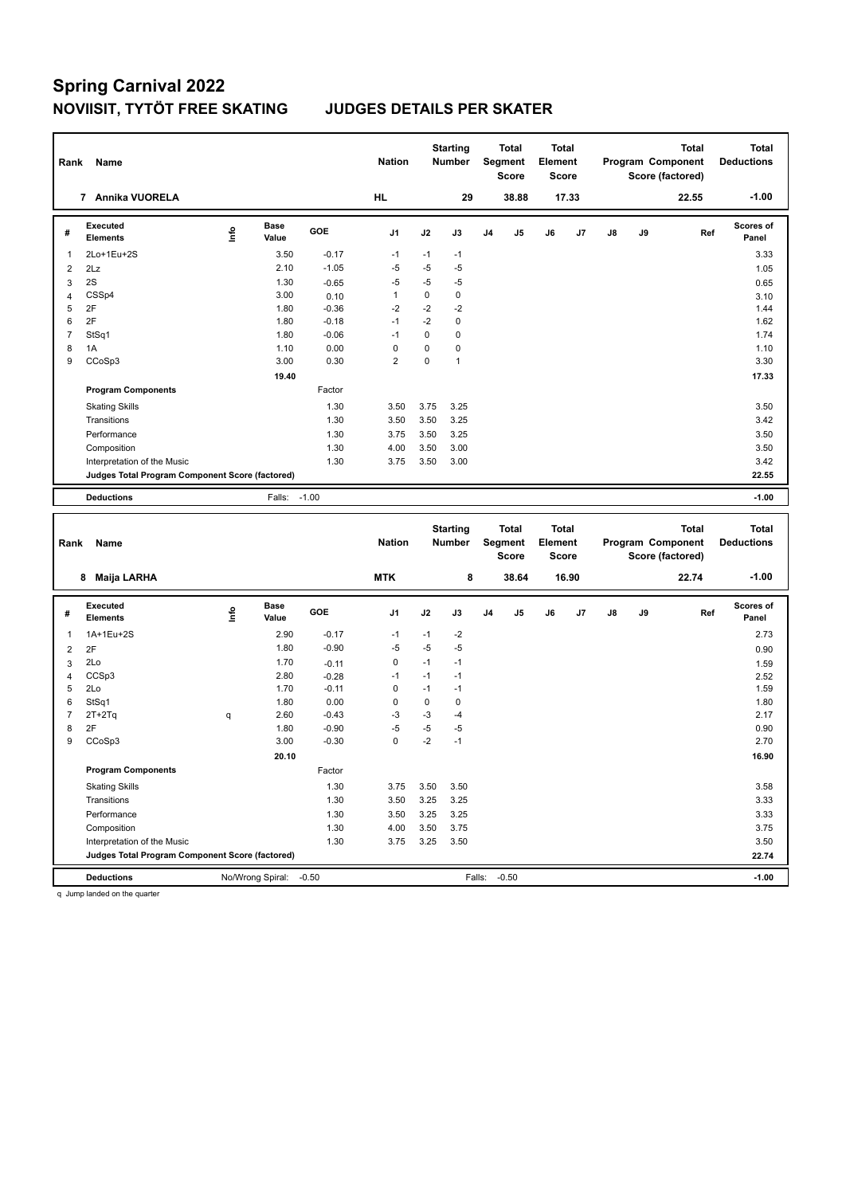# Spring Carnival 2022

## NOVIISIT, TYTÖT FREE SKATING JUDGES DETAILS PER SKATER

| Rank | Name | Nation | Starting Number | Total Segment Score | Total Element Score | Total Program Component Score (factored) | Total Deductions |
|---|---|---|---|---|---|---|---|
| 7 | Annika VUORELA | HL | 29 | 38.88 | 17.33 | 22.55 | -1.00 |

| # | Executed Elements | Info | Base Value | GOE | J1 | J2 | J3 | J4 | J5 | J6 | J7 | J8 | J9 | Ref | Scores of Panel |
|---|---|---|---|---|---|---|---|---|---|---|---|---|---|---|---|
| 1 | 2Lo+1Eu+2S | | 3.50 | -0.17 | -1 | -1 | -1 | | | | | | | | 3.33 |
| 2 | 2Lz | | 2.10 | -1.05 | -5 | -5 | -5 | | | | | | | | 1.05 |
| 3 | 2S | | 1.30 | -0.65 | -5 | -5 | -5 | | | | | | | | 0.65 |
| 4 | CSSp4 | | 3.00 | 0.10 | 1 | 0 | 0 | | | | | | | | 3.10 |
| 5 | 2F | | 1.80 | -0.36 | -2 | -2 | -2 | | | | | | | | 1.44 |
| 6 | 2F | | 1.80 | -0.18 | -1 | -2 | 0 | | | | | | | | 1.62 |
| 7 | StSq1 | | 1.80 | -0.06 | -1 | 0 | 0 | | | | | | | | 1.74 |
| 8 | 1A | | 1.10 | 0.00 | 0 | 0 | 0 | | | | | | | | 1.10 |
| 9 | CCoSp3 | | 3.00 | 0.30 | 2 | 0 | 1 | | | | | | | | 3.30 |
| | | | 19.40 | | | | | | | | | | | | 17.33 |
| | **Program Components** | | | Factor | | | | | | | | | | | |
| | Skating Skills | | | 1.30 | 3.50 | 3.75 | 3.25 | | | | | | | | 3.50 |
| | Transitions | | | 1.30 | 3.50 | 3.50 | 3.25 | | | | | | | | 3.42 |
| | Performance | | | 1.30 | 3.75 | 3.50 | 3.25 | | | | | | | | 3.50 |
| | Composition | | | 1.30 | 4.00 | 3.50 | 3.00 | | | | | | | | 3.50 |
| | Interpretation of the Music | | | 1.30 | 3.75 | 3.50 | 3.00 | | | | | | | | 3.42 |
| | **Judges Total Program Component Score (factored)** | | | | | | | | | | | | | | 22.55 |
| | **Deductions** | | Falls: | -1.00 | | | | | | | | | | | -1.00 |

| Rank | Name | Nation | Starting Number | Total Segment Score | Total Element Score | Total Program Component Score (factored) | Total Deductions |
|---|---|---|---|---|---|---|---|
| 8 | Maija LARHA | MTK | 8 | 38.64 | 16.90 | 22.74 | -1.00 |

| # | Executed Elements | Info | Base Value | GOE | J1 | J2 | J3 | J4 | J5 | J6 | J7 | J8 | J9 | Ref | Scores of Panel |
|---|---|---|---|---|---|---|---|---|---|---|---|---|---|---|---|
| 1 | 1A+1Eu+2S | | 2.90 | -0.17 | -1 | -1 | -2 | | | | | | | | 2.73 |
| 2 | 2F | | 1.80 | -0.90 | -5 | -5 | -5 | | | | | | | | 0.90 |
| 3 | 2Lo | | 1.70 | -0.11 | 0 | -1 | -1 | | | | | | | | 1.59 |
| 4 | CCSp3 | | 2.80 | -0.28 | -1 | -1 | -1 | | | | | | | | 2.52 |
| 5 | 2Lo | | 1.70 | -0.11 | 0 | -1 | -1 | | | | | | | | 1.59 |
| 6 | StSq1 | | 1.80 | 0.00 | 0 | 0 | 0 | | | | | | | | 1.80 |
| 7 | 2T+2Tq | q | 2.60 | -0.43 | -3 | -3 | -4 | | | | | | | | 2.17 |
| 8 | 2F | | 1.80 | -0.90 | -5 | -5 | -5 | | | | | | | | 0.90 |
| 9 | CCoSp3 | | 3.00 | -0.30 | 0 | -2 | -1 | | | | | | | | 2.70 |
| | | | 20.10 | | | | | | | | | | | | 16.90 |
| | **Program Components** | | | Factor | | | | | | | | | | | |
| | Skating Skills | | | 1.30 | 3.75 | 3.50 | 3.50 | | | | | | | | 3.58 |
| | Transitions | | | 1.30 | 3.50 | 3.25 | 3.25 | | | | | | | | 3.33 |
| | Performance | | | 1.30 | 3.50 | 3.25 | 3.25 | | | | | | | | 3.33 |
| | Composition | | | 1.30 | 4.00 | 3.50 | 3.75 | | | | | | | | 3.75 |
| | Interpretation of the Music | | | 1.30 | 3.75 | 3.25 | 3.50 | | | | | | | | 3.50 |
| | **Judges Total Program Component Score (factored)** | | | | | | | | | | | | | | 22.74 |
| | **Deductions** | | No/Wrong Spiral: | -0.50 | | | Falls: | -0.50 | | | | | | | -1.00 |

q Jump landed on the quarter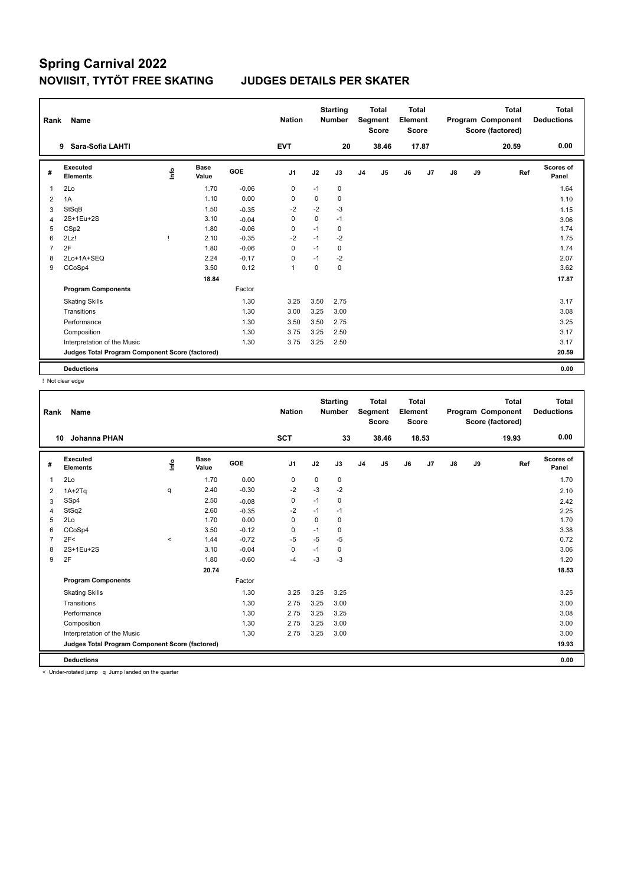# Spring Carnival 2022

## NOVIISIT, TYTÖT FREE SKATING JUDGES DETAILS PER SKATER

| Rank | Name | Nation | Starting Number | Total Segment Score | Total Element Score | Total Program Component Score (factored) | Total Deductions |
|---|---|---|---|---|---|---|---|
| 9 | Sara-Sofia LAHTI | EVT | 20 | 38.46 | 17.87 | 20.59 | 0.00 |

| # | Executed Elements | Info | Base Value | GOE | J1 | J2 | J3 | J4 | J5 | J6 | J7 | J8 | J9 | Ref | Scores of Panel |
|---|---|---|---|---|---|---|---|---|---|---|---|---|---|---|---|
| 1 | 2Lo | | 1.70 | -0.06 | 0 | -1 | 0 | | | | | | | | 1.64 |
| 2 | 1A | | 1.10 | 0.00 | 0 | 0 | 0 | | | | | | | | 1.10 |
| 3 | StSqB | | 1.50 | -0.35 | -2 | -2 | -3 | | | | | | | | 1.15 |
| 4 | 2S+1Eu+2S | | 3.10 | -0.04 | 0 | 0 | -1 | | | | | | | | 3.06 |
| 5 | CSp2 | | 1.80 | -0.06 | 0 | -1 | 0 | | | | | | | | 1.74 |
| 6 | 2Lz! | ! | 2.10 | -0.35 | -2 | -1 | -2 | | | | | | | | 1.75 |
| 7 | 2F | | 1.80 | -0.06 | 0 | -1 | 0 | | | | | | | | 1.74 |
| 8 | 2Lo+1A+SEQ | | 2.24 | -0.17 | 0 | -1 | -2 | | | | | | | | 2.07 |
| 9 | CCoSp4 | | 3.50 | 0.12 | 1 | 0 | 0 | | | | | | | | 3.62 |
| | | | 18.84 | | | | | | | | | | | | 17.87 |
| | **Program Components** | | | Factor | | | | | | | | | | | |
| | Skating Skills | | | 1.30 | 3.25 | 3.50 | 2.75 | | | | | | | | 3.17 |
| | Transitions | | | 1.30 | 3.00 | 3.25 | 3.00 | | | | | | | | 3.08 |
| | Performance | | | 1.30 | 3.50 | 3.50 | 2.75 | | | | | | | | 3.25 |
| | Composition | | | 1.30 | 3.75 | 3.25 | 2.50 | | | | | | | | 3.17 |
| | Interpretation of the Music | | | 1.30 | 3.75 | 3.25 | 2.50 | | | | | | | | 3.17 |
| | **Judges Total Program Component Score (factored)** | | | | | | | | | | | | | | 20.59 |
| | **Deductions** | | | | | | | | | | | | | | 0.00 |

! Not clear edge

| Rank | Name | Nation | Starting Number | Total Segment Score | Total Element Score | Total Program Component Score (factored) | Total Deductions |
|---|---|---|---|---|---|---|---|
| 10 | Johanna PHAN | SCT | 33 | 38.46 | 18.53 | 19.93 | 0.00 |

| # | Executed Elements | Info | Base Value | GOE | J1 | J2 | J3 | J4 | J5 | J6 | J7 | J8 | J9 | Ref | Scores of Panel |
|---|---|---|---|---|---|---|---|---|---|---|---|---|---|---|---|
| 1 | 2Lo | | 1.70 | 0.00 | 0 | 0 | 0 | | | | | | | | 1.70 |
| 2 | 1A+2Tq | q | 2.40 | -0.30 | -2 | -3 | -2 | | | | | | | | 2.10 |
| 3 | SSp4 | | 2.50 | -0.08 | 0 | -1 | 0 | | | | | | | | 2.42 |
| 4 | StSq2 | | 2.60 | -0.35 | -2 | -1 | -1 | | | | | | | | 2.25 |
| 5 | 2Lo | | 1.70 | 0.00 | 0 | 0 | 0 | | | | | | | | 1.70 |
| 6 | CCoSp4 | | 3.50 | -0.12 | 0 | -1 | 0 | | | | | | | | 3.38 |
| 7 | 2F< | < | 1.44 | -0.72 | -5 | -5 | -5 | | | | | | | | 0.72 |
| 8 | 2S+1Eu+2S | | 3.10 | -0.04 | 0 | -1 | 0 | | | | | | | | 3.06 |
| 9 | 2F | | 1.80 | -0.60 | -4 | -3 | -3 | | | | | | | | 1.20 |
| | | | 20.74 | | | | | | | | | | | | 18.53 |
| | **Program Components** | | | Factor | | | | | | | | | | | |
| | Skating Skills | | | 1.30 | 3.25 | 3.25 | 3.25 | | | | | | | | 3.25 |
| | Transitions | | | 1.30 | 2.75 | 3.25 | 3.00 | | | | | | | | 3.00 |
| | Performance | | | 1.30 | 2.75 | 3.25 | 3.25 | | | | | | | | 3.08 |
| | Composition | | | 1.30 | 2.75 | 3.25 | 3.00 | | | | | | | | 3.00 |
| | Interpretation of the Music | | | 1.30 | 2.75 | 3.25 | 3.00 | | | | | | | | 3.00 |
| | **Judges Total Program Component Score (factored)** | | | | | | | | | | | | | | 19.93 |
| | **Deductions** | | | | | | | | | | | | | | 0.00 |

< Under-rotated jump q Jump landed on the quarter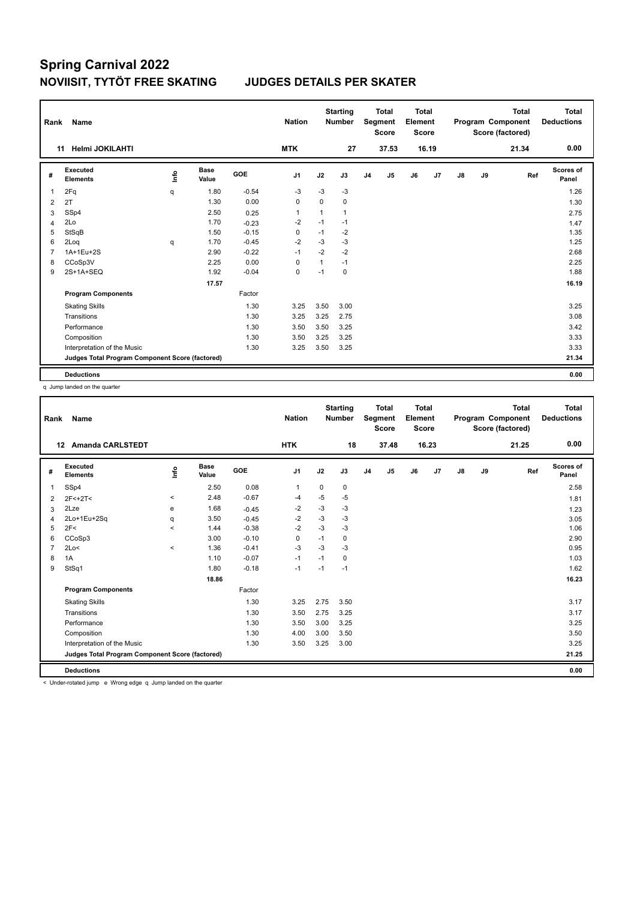# Spring Carnival 2022

## NOVIISIT, TYTÖT FREE SKATING JUDGES DETAILS PER SKATER

| Rank | Name | Nation | Starting Number | Total Segment Score | Total Element Score | Total Program Component Score (factored) | Total Deductions |
|---|---|---|---|---|---|---|---|
| 11 | Helmi JOKILAHTI | MTK | 27 | 37.53 | 16.19 | 21.34 | 0.00 |

| # | Executed Elements | Info | Base Value | GOE | J1 | J2 | J3 | J4 | J5 | J6 | J7 | J8 | J9 | Ref | Scores of Panel |
|---|---|---|---|---|---|---|---|---|---|---|---|---|---|---|---|
| 1 | 2Fq | q | 1.80 | -0.54 | -3 | -3 | -3 | | | | | | | | 1.26 |
| 2 | 2T | | 1.30 | 0.00 | 0 | 0 | 0 | | | | | | | | 1.30 |
| 3 | SSp4 | | 2.50 | 0.25 | 1 | 1 | 1 | | | | | | | | 2.75 |
| 4 | 2Lo | | 1.70 | -0.23 | -2 | -1 | -1 | | | | | | | | 1.47 |
| 5 | StSqB | | 1.50 | -0.15 | 0 | -1 | -2 | | | | | | | | 1.35 |
| 6 | 2Loq | q | 1.70 | -0.45 | -2 | -3 | -3 | | | | | | | | 1.25 |
| 7 | 1A+1Eu+2S | | 2.90 | -0.22 | -1 | -2 | -2 | | | | | | | | 2.68 |
| 8 | CCoSp3V | | 2.25 | 0.00 | 0 | 1 | -1 | | | | | | | | 2.25 |
| 9 | 2S+1A+SEQ | | 1.92 | -0.04 | 0 | -1 | 0 | | | | | | | | 1.88 |
| | | | 17.57 | | | | | | | | | | | | 16.19 |
| | **Program Components** | | | Factor | | | | | | | | | | | |
| | Skating Skills | | | 1.30 | 3.25 | 3.50 | 3.00 | | | | | | | | 3.25 |
| | Transitions | | | 1.30 | 3.25 | 3.25 | 2.75 | | | | | | | | 3.08 |
| | Performance | | | 1.30 | 3.50 | 3.50 | 3.25 | | | | | | | | 3.42 |
| | Composition | | | 1.30 | 3.50 | 3.25 | 3.25 | | | | | | | | 3.33 |
| | Interpretation of the Music | | | 1.30 | 3.25 | 3.50 | 3.25 | | | | | | | | 3.33 |
| | **Judges Total Program Component Score (factored)** | | | | | | | | | | | | | | 21.34 |
| | **Deductions** | | | | | | | | | | | | | | 0.00 |

q Jump landed on the quarter

| Rank | Name | Nation | Starting Number | Total Segment Score | Total Element Score | Total Program Component Score (factored) | Total Deductions |
|---|---|---|---|---|---|---|---|
| 12 | Amanda CARLSTEDT | HTK | 18 | 37.48 | 16.23 | 21.25 | 0.00 |

| # | Executed Elements | Info | Base Value | GOE | J1 | J2 | J3 | J4 | J5 | J6 | J7 | J8 | J9 | Ref | Scores of Panel |
|---|---|---|---|---|---|---|---|---|---|---|---|---|---|---|---|
| 1 | SSp4 | | 2.50 | 0.08 | 1 | 0 | 0 | | | | | | | | 2.58 |
| 2 | 2F<+2T< | < | 2.48 | -0.67 | -4 | -5 | -5 | | | | | | | | 1.81 |
| 3 | 2Lze | e | 1.68 | -0.45 | -2 | -3 | -3 | | | | | | | | 1.23 |
| 4 | 2Lo+1Eu+2Sq | q | 3.50 | -0.45 | -2 | -3 | -3 | | | | | | | | 3.05 |
| 5 | 2F< | < | 1.44 | -0.38 | -2 | -3 | -3 | | | | | | | | 1.06 |
| 6 | CCoSp3 | | 3.00 | -0.10 | 0 | -1 | 0 | | | | | | | | 2.90 |
| 7 | 2Lo< | < | 1.36 | -0.41 | -3 | -3 | -3 | | | | | | | | 0.95 |
| 8 | 1A | | 1.10 | -0.07 | -1 | -1 | 0 | | | | | | | | 1.03 |
| 9 | StSq1 | | 1.80 | -0.18 | -1 | -1 | -1 | | | | | | | | 1.62 |
| | | | 18.86 | | | | | | | | | | | | 16.23 |
| | **Program Components** | | | Factor | | | | | | | | | | | |
| | Skating Skills | | | 1.30 | 3.25 | 2.75 | 3.50 | | | | | | | | 3.17 |
| | Transitions | | | 1.30 | 3.50 | 2.75 | 3.25 | | | | | | | | 3.17 |
| | Performance | | | 1.30 | 3.50 | 3.00 | 3.25 | | | | | | | | 3.25 |
| | Composition | | | 1.30 | 4.00 | 3.00 | 3.50 | | | | | | | | 3.50 |
| | Interpretation of the Music | | | 1.30 | 3.50 | 3.25 | 3.00 | | | | | | | | 3.25 |
| | **Judges Total Program Component Score (factored)** | | | | | | | | | | | | | | 21.25 |
| | **Deductions** | | | | | | | | | | | | | | 0.00 |

< Under-rotated jump e Wrong edge q Jump landed on the quarter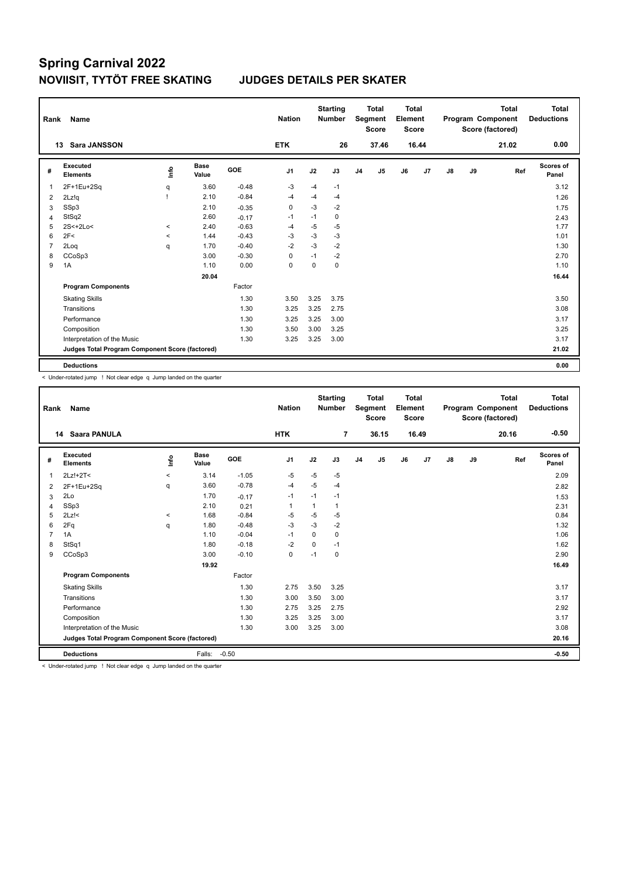# Spring Carnival 2022

## NOVIISIT, TYTÖT FREE SKATING JUDGES DETAILS PER SKATER

| Rank | Name | Nation | Starting Number | Total Segment Score | Total Element Score | Total Program Component Score (factored) | Total Deductions |
|---|---|---|---|---|---|---|---|
| 13 | Sara JANSSON | ETK | 26 | 37.46 | 16.44 | 21.02 | 0.00 |

| # | Executed Elements | Info | Base Value | GOE | J1 | J2 | J3 | J4 | J5 | J6 | J7 | J8 | J9 | Ref | Scores of Panel |
|---|---|---|---|---|---|---|---|---|---|---|---|---|---|---|---|
| 1 | 2F+1Eu+2Sq | q | 3.60 | -0.48 | -3 | -4 | -1 | | | | | | | | 3.12 |
| 2 | 2Lz!q | ! | 2.10 | -0.84 | -4 | -4 | -4 | | | | | | | | 1.26 |
| 3 | SSp3 | | 2.10 | -0.35 | 0 | -3 | -2 | | | | | | | | 1.75 |
| 4 | StSq2 | | 2.60 | -0.17 | -1 | -1 | 0 | | | | | | | | 2.43 |
| 5 | 2S<+2Lo< | < | 2.40 | -0.63 | -4 | -5 | -5 | | | | | | | | 1.77 |
| 6 | 2F< | < | 1.44 | -0.43 | -3 | -3 | -3 | | | | | | | | 1.01 |
| 7 | 2Loq | q | 1.70 | -0.40 | -2 | -3 | -2 | | | | | | | | 1.30 |
| 8 | CCoSp3 | | 3.00 | -0.30 | 0 | -1 | -2 | | | | | | | | 2.70 |
| 9 | 1A | | 1.10 | 0.00 | 0 | 0 | 0 | | | | | | | | 1.10 |
| | | | 20.04 | | | | | | | | | | | | 16.44 |
| | **Program Components** | | | Factor | | | | | | | | | | | |
| | Skating Skills | | | 1.30 | 3.50 | 3.25 | 3.75 | | | | | | | | 3.50 |
| | Transitions | | | 1.30 | 3.25 | 3.25 | 2.75 | | | | | | | | 3.08 |
| | Performance | | | 1.30 | 3.25 | 3.25 | 3.00 | | | | | | | | 3.17 |
| | Composition | | | 1.30 | 3.50 | 3.00 | 3.25 | | | | | | | | 3.25 |
| | Interpretation of the Music | | | 1.30 | 3.25 | 3.25 | 3.00 | | | | | | | | 3.17 |
| | **Judges Total Program Component Score (factored)** | | | | | | | | | | | | | | 21.02 |
| | **Deductions** | | | | | | | | | | | | | | 0.00 |

< Under-rotated jump ! Not clear edge q Jump landed on the quarter

| Rank | Name | Nation | Starting Number | Total Segment Score | Total Element Score | Total Program Component Score (factored) | Total Deductions |
|---|---|---|---|---|---|---|---|
| 14 | Saara PANULA | HTK | 7 | 36.15 | 16.49 | 20.16 | -0.50 |

| # | Executed Elements | Info | Base Value | GOE | J1 | J2 | J3 | J4 | J5 | J6 | J7 | J8 | J9 | Ref | Scores of Panel |
|---|---|---|---|---|---|---|---|---|---|---|---|---|---|---|---|
| 1 | 2Lz!+2T< | < | 3.14 | -1.05 | -5 | -5 | -5 | | | | | | | | 2.09 |
| 2 | 2F+1Eu+2Sq | q | 3.60 | -0.78 | -4 | -5 | -4 | | | | | | | | 2.82 |
| 3 | 2Lo | | 1.70 | -0.17 | -1 | -1 | -1 | | | | | | | | 1.53 |
| 4 | SSp3 | | 2.10 | 0.21 | 1 | 1 | 1 | | | | | | | | 2.31 |
| 5 | 2Lz!< | < | 1.68 | -0.84 | -5 | -5 | -5 | | | | | | | | 0.84 |
| 6 | 2Fq | q | 1.80 | -0.48 | -3 | -3 | -2 | | | | | | | | 1.32 |
| 7 | 1A | | 1.10 | -0.04 | -1 | 0 | 0 | | | | | | | | 1.06 |
| 8 | StSq1 | | 1.80 | -0.18 | -2 | 0 | -1 | | | | | | | | 1.62 |
| 9 | CCoSp3 | | 3.00 | -0.10 | 0 | -1 | 0 | | | | | | | | 2.90 |
| | | | 19.92 | | | | | | | | | | | | 16.49 |
| | **Program Components** | | | Factor | | | | | | | | | | | |
| | Skating Skills | | | 1.30 | 2.75 | 3.50 | 3.25 | | | | | | | | 3.17 |
| | Transitions | | | 1.30 | 3.00 | 3.50 | 3.00 | | | | | | | | 3.17 |
| | Performance | | | 1.30 | 2.75 | 3.25 | 2.75 | | | | | | | | 2.92 |
| | Composition | | | 1.30 | 3.25 | 3.25 | 3.00 | | | | | | | | 3.17 |
| | Interpretation of the Music | | | 1.30 | 3.00 | 3.25 | 3.00 | | | | | | | | 3.08 |
| | **Judges Total Program Component Score (factored)** | | | | | | | | | | | | | | 20.16 |
| | **Deductions** | | Falls: | -0.50 | | | | | | | | | | | -0.50 |

< Under-rotated jump ! Not clear edge q Jump landed on the quarter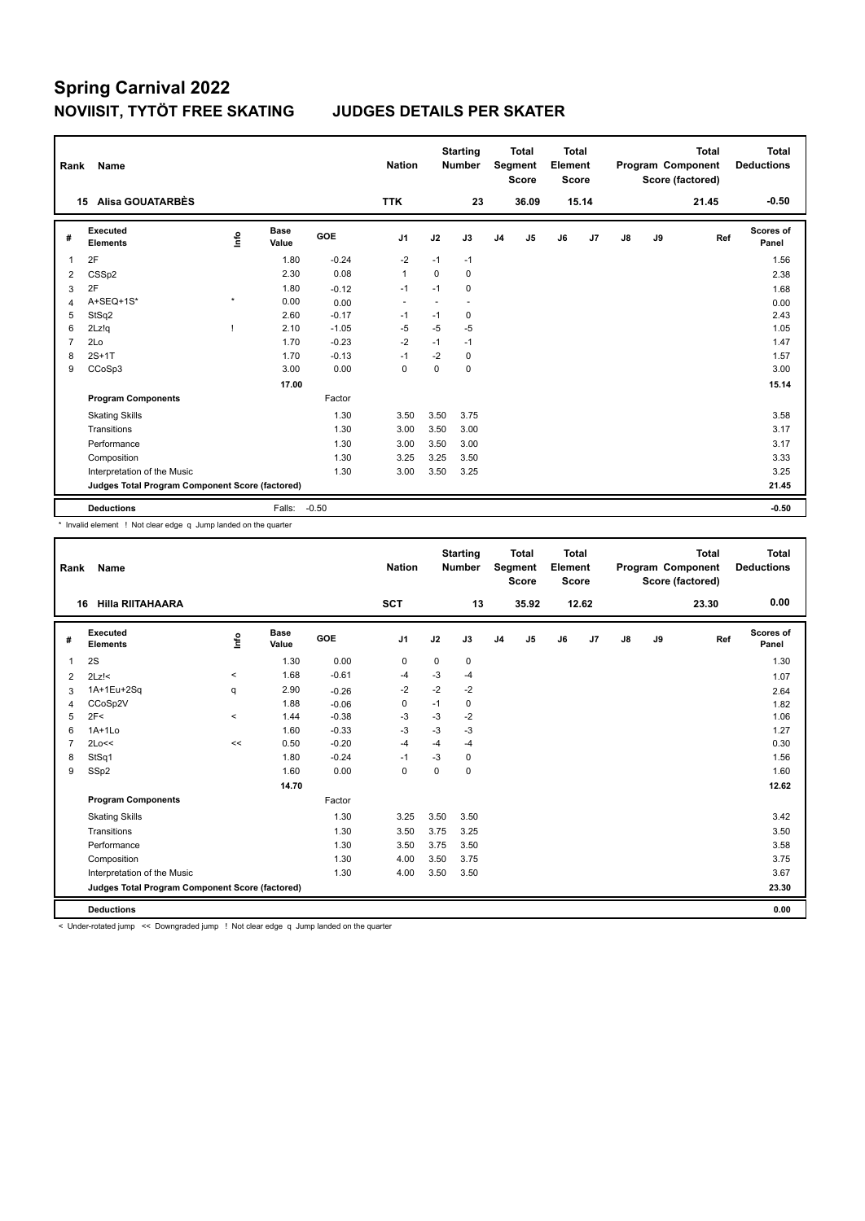# Spring Carnival 2022

## NOVIISIT, TYTÖT FREE SKATING JUDGES DETAILS PER SKATER

| Rank | Name | Nation | Starting Number | Total Segment Score | Total Element Score | Total Program Component Score (factored) | Total Deductions |
|---|---|---|---|---|---|---|---|
| 15 | Alisa GOUATARBÈS | TTK | 23 | 36.09 | 15.14 | 21.45 | -0.50 |

| # | Executed Elements | Info | Base Value | GOE | J1 | J2 | J3 | J4 | J5 | J6 | J7 | J8 | J9 | Ref | Scores of Panel |
|---|---|---|---|---|---|---|---|---|---|---|---|---|---|---|---|
| 1 | 2F | | 1.80 | -0.24 | -2 | -1 | -1 | | | | | | | | 1.56 |
| 2 | CSSp2 | | 2.30 | 0.08 | 1 | 0 | 0 | | | | | | | | 2.38 |
| 3 | 2F | | 1.80 | -0.12 | -1 | -1 | 0 | | | | | | | | 1.68 |
| 4 | A+SEQ+1S* | * | 0.00 | 0.00 | - | - | - | | | | | | | | 0.00 |
| 5 | StSq2 | | 2.60 | -0.17 | -1 | -1 | 0 | | | | | | | | 2.43 |
| 6 | 2Lz!q | ! | 2.10 | -1.05 | -5 | -5 | -5 | | | | | | | | 1.05 |
| 7 | 2Lo | | 1.70 | -0.23 | -2 | -1 | -1 | | | | | | | | 1.47 |
| 8 | 2S+1T | | 1.70 | -0.13 | -1 | -2 | 0 | | | | | | | | 1.57 |
| 9 | CCoSp3 | | 3.00 | 0.00 | 0 | 0 | 0 | | | | | | | | 3.00 |
| | | | 17.00 | | | | | | | | | | | | 15.14 |
| | **Program Components** | | | Factor | | | | | | | | | | | |
| | Skating Skills | | | 1.30 | 3.50 | 3.50 | 3.75 | | | | | | | | 3.58 |
| | Transitions | | | 1.30 | 3.00 | 3.50 | 3.00 | | | | | | | | 3.17 |
| | Performance | | | 1.30 | 3.00 | 3.50 | 3.00 | | | | | | | | 3.17 |
| | Composition | | | 1.30 | 3.25 | 3.25 | 3.50 | | | | | | | | 3.33 |
| | Interpretation of the Music | | | 1.30 | 3.00 | 3.50 | 3.25 | | | | | | | | 3.25 |
| | **Judges Total Program Component Score (factored)** | | | | | | | | | | | | | | 21.45 |
| | **Deductions** | | Falls: | -0.50 | | | | | | | | | | | -0.50 |

\* Invalid element ! Not clear edge q Jump landed on the quarter

| Rank | Name | Nation | Starting Number | Total Segment Score | Total Element Score | Total Program Component Score (factored) | Total Deductions |
|---|---|---|---|---|---|---|---|
| 16 | Hilla RIITAHAARA | SCT | 13 | 35.92 | 12.62 | 23.30 | 0.00 |

| # | Executed Elements | Info | Base Value | GOE | J1 | J2 | J3 | J4 | J5 | J6 | J7 | J8 | J9 | Ref | Scores of Panel |
|---|---|---|---|---|---|---|---|---|---|---|---|---|---|---|---|
| 1 | 2S | | 1.30 | 0.00 | 0 | 0 | 0 | | | | | | | | 1.30 |
| 2 | 2Lz!< | < | 1.68 | -0.61 | -4 | -3 | -4 | | | | | | | | 1.07 |
| 3 | 1A+1Eu+2Sq | q | 2.90 | -0.26 | -2 | -2 | -2 | | | | | | | | 2.64 |
| 4 | CCoSp2V | | 1.88 | -0.06 | 0 | -1 | 0 | | | | | | | | 1.82 |
| 5 | 2F< | < | 1.44 | -0.38 | -3 | -3 | -2 | | | | | | | | 1.06 |
| 6 | 1A+1Lo | | 1.60 | -0.33 | -3 | -3 | -3 | | | | | | | | 1.27 |
| 7 | 2Lo<< | << | 0.50 | -0.20 | -4 | -4 | -4 | | | | | | | | 0.30 |
| 8 | StSq1 | | 1.80 | -0.24 | -1 | -3 | 0 | | | | | | | | 1.56 |
| 9 | SSp2 | | 1.60 | 0.00 | 0 | 0 | 0 | | | | | | | | 1.60 |
| | | | 14.70 | | | | | | | | | | | | 12.62 |
| | **Program Components** | | | Factor | | | | | | | | | | | |
| | Skating Skills | | | 1.30 | 3.25 | 3.50 | 3.50 | | | | | | | | 3.42 |
| | Transitions | | | 1.30 | 3.50 | 3.75 | 3.25 | | | | | | | | 3.50 |
| | Performance | | | 1.30 | 3.50 | 3.75 | 3.50 | | | | | | | | 3.58 |
| | Composition | | | 1.30 | 4.00 | 3.50 | 3.75 | | | | | | | | 3.75 |
| | Interpretation of the Music | | | 1.30 | 4.00 | 3.50 | 3.50 | | | | | | | | 3.67 |
| | **Judges Total Program Component Score (factored)** | | | | | | | | | | | | | | 23.30 |
| | **Deductions** | | | | | | | | | | | | | | 0.00 |

< Under-rotated jump << Downgraded jump ! Not clear edge q Jump landed on the quarter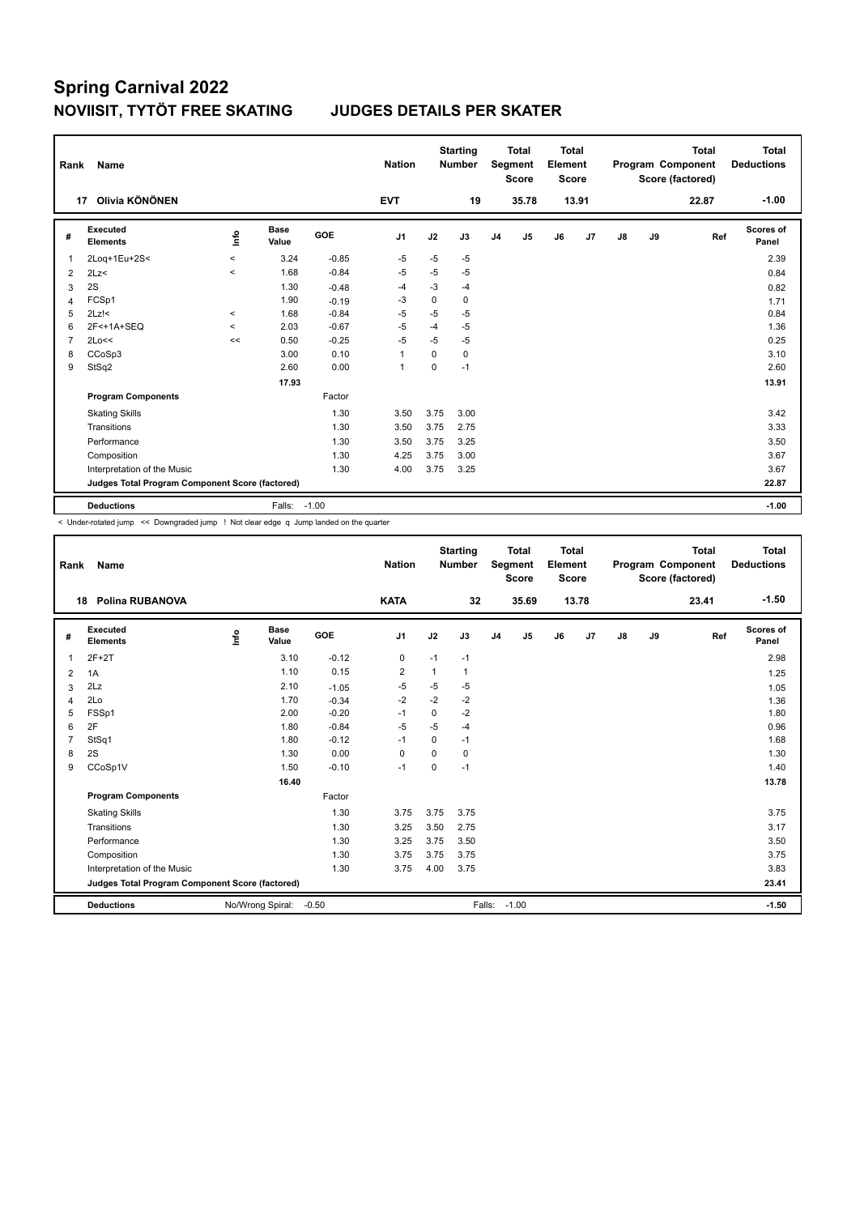# Spring Carnival 2022

## NOVIISIT, TYTÖT FREE SKATING JUDGES DETAILS PER SKATER

| Rank | Name | Nation | Starting Number | Total Segment Score | Total Element Score | Total Program Component Score (factored) | Total Deductions |
|---|---|---|---|---|---|---|---|
| 17 | Olivia KÖNÖNEN | EVT | 19 | 35.78 | 13.91 | 22.87 | -1.00 |

| # | Executed Elements | Info | Base Value | GOE | J1 | J2 | J3 | J4 | J5 | J6 | J7 | J8 | J9 | Ref | Scores of Panel |
|---|---|---|---|---|---|---|---|---|---|---|---|---|---|---|---|
| 1 | 2Loq+1Eu+2S< | < | 3.24 | -0.85 | -5 | -5 | -5 | | | | | | | | 2.39 |
| 2 | 2Lz< | < | 1.68 | -0.84 | -5 | -5 | -5 | | | | | | | | 0.84 |
| 3 | 2S | | 1.30 | -0.48 | -4 | -3 | -4 | | | | | | | | 0.82 |
| 4 | FCSp1 | | 1.90 | -0.19 | -3 | 0 | 0 | | | | | | | | 1.71 |
| 5 | 2Lz!< | < | 1.68 | -0.84 | -5 | -5 | -5 | | | | | | | | 0.84 |
| 6 | 2F<+1A+SEQ | < | 2.03 | -0.67 | -5 | -4 | -5 | | | | | | | | 1.36 |
| 7 | 2Lo<< | << | 0.50 | -0.25 | -5 | -5 | -5 | | | | | | | | 0.25 |
| 8 | CCoSp3 | | 3.00 | 0.10 | 1 | 0 | 0 | | | | | | | | 3.10 |
| 9 | StSq2 | | 2.60 | 0.00 | 1 | 0 | -1 | | | | | | | | 2.60 |
| | | | 17.93 | | | | | | | | | | | | 13.91 |
| | **Program Components** | | | Factor | | | | | | | | | | | |
| | Skating Skills | | | 1.30 | 3.50 | 3.75 | 3.00 | | | | | | | | 3.42 |
| | Transitions | | | 1.30 | 3.50 | 3.75 | 2.75 | | | | | | | | 3.33 |
| | Performance | | | 1.30 | 3.50 | 3.75 | 3.25 | | | | | | | | 3.50 |
| | Composition | | | 1.30 | 4.25 | 3.75 | 3.00 | | | | | | | | 3.67 |
| | Interpretation of the Music | | | 1.30 | 4.00 | 3.75 | 3.25 | | | | | | | | 3.67 |
| | **Judges Total Program Component Score (factored)** | | | | | | | | | | | | | | 22.87 |
| | **Deductions** | | Falls: | -1.00 | | | | | | | | | | | -1.00 |

< Under-rotated jump << Downgraded jump ! Not clear edge q Jump landed on the quarter

| Rank | Name | Nation | Starting Number | Total Segment Score | Total Element Score | Total Program Component Score (factored) | Total Deductions |
|---|---|---|---|---|---|---|---|
| 18 | Polina RUBANOVA | KATA | 32 | 35.69 | 13.78 | 23.41 | -1.50 |

| # | Executed Elements | Info | Base Value | GOE | J1 | J2 | J3 | J4 | J5 | J6 | J7 | J8 | J9 | Ref | Scores of Panel |
|---|---|---|---|---|---|---|---|---|---|---|---|---|---|---|---|
| 1 | 2F+2T | | 3.10 | -0.12 | 0 | -1 | -1 | | | | | | | | 2.98 |
| 2 | 1A | | 1.10 | 0.15 | 2 | 1 | 1 | | | | | | | | 1.25 |
| 3 | 2Lz | | 2.10 | -1.05 | -5 | -5 | -5 | | | | | | | | 1.05 |
| 4 | 2Lo | | 1.70 | -0.34 | -2 | -2 | -2 | | | | | | | | 1.36 |
| 5 | FSSp1 | | 2.00 | -0.20 | -1 | 0 | -2 | | | | | | | | 1.80 |
| 6 | 2F | | 1.80 | -0.84 | -5 | -5 | -4 | | | | | | | | 0.96 |
| 7 | StSq1 | | 1.80 | -0.12 | -1 | 0 | -1 | | | | | | | | 1.68 |
| 8 | 2S | | 1.30 | 0.00 | 0 | 0 | 0 | | | | | | | | 1.30 |
| 9 | CCoSp1V | | 1.50 | -0.10 | -1 | 0 | -1 | | | | | | | | 1.40 |
| | | | 16.40 | | | | | | | | | | | | 13.78 |
| | **Program Components** | | | Factor | | | | | | | | | | | |
| | Skating Skills | | | 1.30 | 3.75 | 3.75 | 3.75 | | | | | | | | 3.75 |
| | Transitions | | | 1.30 | 3.25 | 3.50 | 2.75 | | | | | | | | 3.17 |
| | Performance | | | 1.30 | 3.25 | 3.75 | 3.50 | | | | | | | | 3.50 |
| | Composition | | | 1.30 | 3.75 | 3.75 | 3.75 | | | | | | | | 3.75 |
| | Interpretation of the Music | | | 1.30 | 3.75 | 4.00 | 3.75 | | | | | | | | 3.83 |
| | **Judges Total Program Component Score (factored)** | | | | | | | | | | | | | | 23.41 |
| | **Deductions** | No/Wrong Spiral: | | -0.50 | | | Falls: | -1.00 | | | | | | | -1.50 |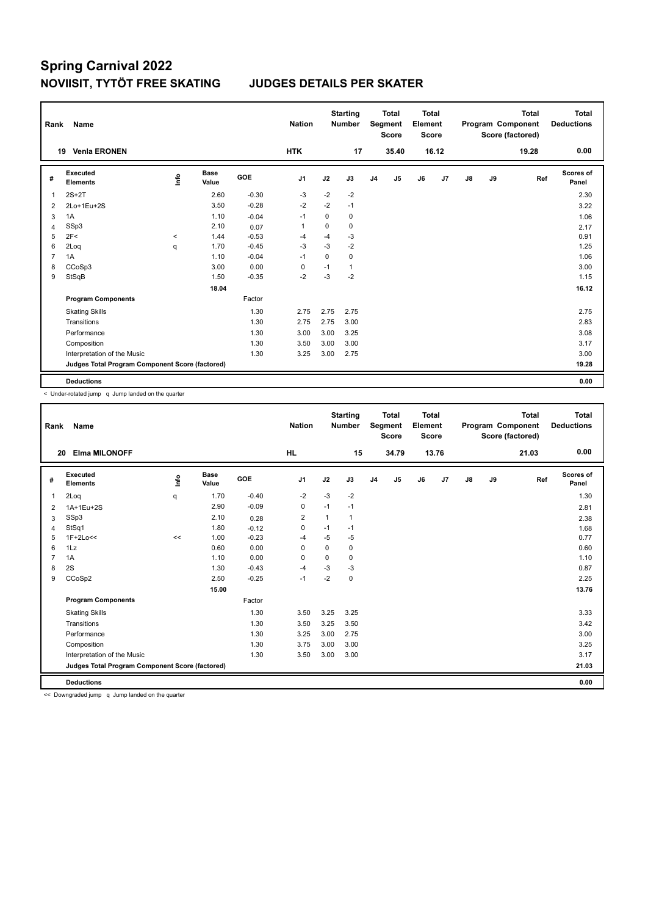# Spring Carnival 2022

## NOVIISIT, TYTÖT FREE SKATING JUDGES DETAILS PER SKATER

| Rank | Name | Nation | Starting Number | Total Segment Score | Total Element Score | Total Program Component Score (factored) | Total Deductions |
|---|---|---|---|---|---|---|---|
| 19 | Venla ERONEN | HTK | 17 | 35.40 | 16.12 | 19.28 | 0.00 |

| # | Executed Elements | Info | Base Value | GOE | J1 | J2 | J3 | J4 | J5 | J6 | J7 | J8 | J9 | Ref | Scores of Panel |
|---|---|---|---|---|---|---|---|---|---|---|---|---|---|---|---|
| 1 | 2S+2T | | 2.60 | -0.30 | -3 | -2 | -2 | | | | | | | | 2.30 |
| 2 | 2Lo+1Eu+2S | | 3.50 | -0.28 | -2 | -2 | -1 | | | | | | | | 3.22 |
| 3 | 1A | | 1.10 | -0.04 | -1 | 0 | 0 | | | | | | | | 1.06 |
| 4 | SSp3 | | 2.10 | 0.07 | 1 | 0 | 0 | | | | | | | | 2.17 |
| 5 | 2F< | < | 1.44 | -0.53 | -4 | -4 | -3 | | | | | | | | 0.91 |
| 6 | 2Loq | q | 1.70 | -0.45 | -3 | -3 | -2 | | | | | | | | 1.25 |
| 7 | 1A | | 1.10 | -0.04 | -1 | 0 | 0 | | | | | | | | 1.06 |
| 8 | CCoSp3 | | 3.00 | 0.00 | 0 | -1 | 1 | | | | | | | | 3.00 |
| 9 | StSqB | | 1.50 | -0.35 | -2 | -3 | -2 | | | | | | | | 1.15 |
| | | | 18.04 | | | | | | | | | | | | 16.12 |
| | **Program Components** | | | Factor | | | | | | | | | | | |
| | Skating Skills | | | 1.30 | 2.75 | 2.75 | 2.75 | | | | | | | | 2.75 |
| | Transitions | | | 1.30 | 2.75 | 2.75 | 3.00 | | | | | | | | 2.83 |
| | Performance | | | 1.30 | 3.00 | 3.00 | 3.25 | | | | | | | | 3.08 |
| | Composition | | | 1.30 | 3.50 | 3.00 | 3.00 | | | | | | | | 3.17 |
| | Interpretation of the Music | | | 1.30 | 3.25 | 3.00 | 2.75 | | | | | | | | 3.00 |
| | **Judges Total Program Component Score (factored)** | | | | | | | | | | | | | | 19.28 |
| | **Deductions** | | | | | | | | | | | | | | 0.00 |

< Under-rotated jump q Jump landed on the quarter

| Rank | Name | Nation | Starting Number | Total Segment Score | Total Element Score | Total Program Component Score (factored) | Total Deductions |
|---|---|---|---|---|---|---|---|
| 20 | Elma MILONOFF | HL | 15 | 34.79 | 13.76 | 21.03 | 0.00 |

| # | Executed Elements | Info | Base Value | GOE | J1 | J2 | J3 | J4 | J5 | J6 | J7 | J8 | J9 | Ref | Scores of Panel |
|---|---|---|---|---|---|---|---|---|---|---|---|---|---|---|---|
| 1 | 2Loq | q | 1.70 | -0.40 | -2 | -3 | -2 | | | | | | | | 1.30 |
| 2 | 1A+1Eu+2S | | 2.90 | -0.09 | 0 | -1 | -1 | | | | | | | | 2.81 |
| 3 | SSp3 | | 2.10 | 0.28 | 2 | 1 | 1 | | | | | | | | 2.38 |
| 4 | StSq1 | | 1.80 | -0.12 | 0 | -1 | -1 | | | | | | | | 1.68 |
| 5 | 1F+2Lo<< | << | 1.00 | -0.23 | -4 | -5 | -5 | | | | | | | | 0.77 |
| 6 | 1Lz | | 0.60 | 0.00 | 0 | 0 | 0 | | | | | | | | 0.60 |
| 7 | 1A | | 1.10 | 0.00 | 0 | 0 | 0 | | | | | | | | 1.10 |
| 8 | 2S | | 1.30 | -0.43 | -4 | -3 | -3 | | | | | | | | 0.87 |
| 9 | CCoSp2 | | 2.50 | -0.25 | -1 | -2 | 0 | | | | | | | | 2.25 |
| | | | 15.00 | | | | | | | | | | | | 13.76 |
| | **Program Components** | | | Factor | | | | | | | | | | | |
| | Skating Skills | | | 1.30 | 3.50 | 3.25 | 3.25 | | | | | | | | 3.33 |
| | Transitions | | | 1.30 | 3.50 | 3.25 | 3.50 | | | | | | | | 3.42 |
| | Performance | | | 1.30 | 3.25 | 3.00 | 2.75 | | | | | | | | 3.00 |
| | Composition | | | 1.30 | 3.75 | 3.00 | 3.00 | | | | | | | | 3.25 |
| | Interpretation of the Music | | | 1.30 | 3.50 | 3.00 | 3.00 | | | | | | | | 3.17 |
| | **Judges Total Program Component Score (factored)** | | | | | | | | | | | | | | 21.03 |
| | **Deductions** | | | | | | | | | | | | | | 0.00 |

<< Downgraded jump q Jump landed on the quarter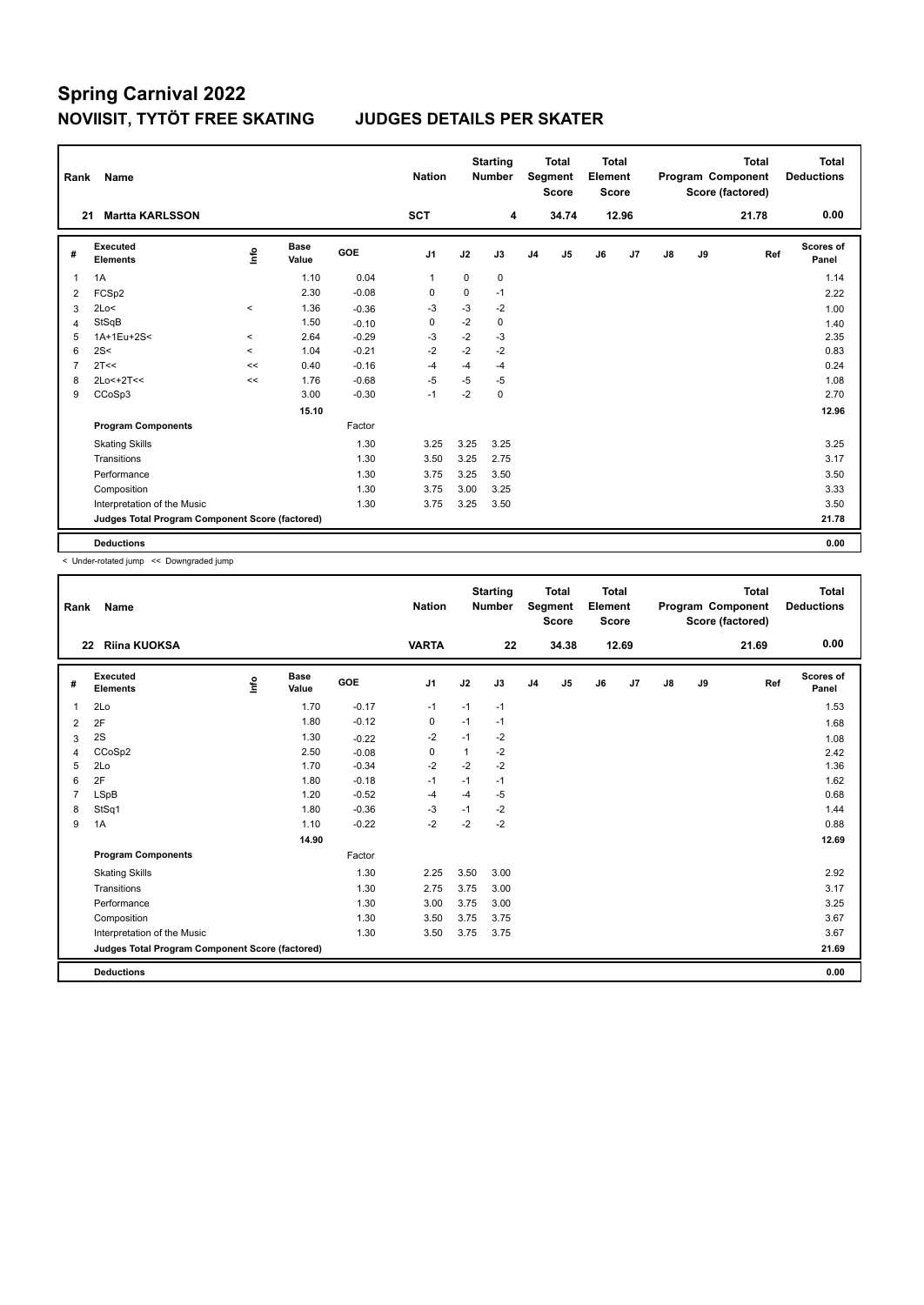# Spring Carnival 2022

## NOVIISIT, TYTÖT FREE SKATING JUDGES DETAILS PER SKATER

| Rank | Name | Nation | Starting Number | Total Segment Score | Total Element Score | Total Program Component Score (factored) | Total Deductions |
|---|---|---|---|---|---|---|---|
| 21 | Martta KARLSSON | SCT | 4 | 34.74 | 12.96 | 21.78 | 0.00 |

| # | Executed Elements | Info | Base Value | GOE | J1 | J2 | J3 | J4 | J5 | J6 | J7 | J8 | J9 | Ref | Scores of Panel |
|---|---|---|---|---|---|---|---|---|---|---|---|---|---|---|---|
| 1 | 1A | | 1.10 | 0.04 | 1 | 0 | 0 | | | | | | | | 1.14 |
| 2 | FCSp2 | | 2.30 | -0.08 | 0 | 0 | -1 | | | | | | | | 2.22 |
| 3 | 2Lo< | < | 1.36 | -0.36 | -3 | -3 | -2 | | | | | | | | 1.00 |
| 4 | StSqB | | 1.50 | -0.10 | 0 | -2 | 0 | | | | | | | | 1.40 |
| 5 | 1A+1Eu+2S< | < | 2.64 | -0.29 | -3 | -2 | -3 | | | | | | | | 2.35 |
| 6 | 2S< | < | 1.04 | -0.21 | -2 | -2 | -2 | | | | | | | | 0.83 |
| 7 | 2T<< | << | 0.40 | -0.16 | -4 | -4 | -4 | | | | | | | | 0.24 |
| 8 | 2Lo<+2T<< | << | 1.76 | -0.68 | -5 | -5 | -5 | | | | | | | | 1.08 |
| 9 | CCoSp3 | | 3.00 | -0.30 | -1 | -2 | 0 | | | | | | | | 2.70 |
| | | | 15.10 | | | | | | | | | | | | 12.96 |
| | **Program Components** | | | Factor | | | | | | | | | | | |
| | Skating Skills | | | 1.30 | 3.25 | 3.25 | 3.25 | | | | | | | | 3.25 |
| | Transitions | | | 1.30 | 3.50 | 3.25 | 2.75 | | | | | | | | 3.17 |
| | Performance | | | 1.30 | 3.75 | 3.25 | 3.50 | | | | | | | | 3.50 |
| | Composition | | | 1.30 | 3.75 | 3.00 | 3.25 | | | | | | | | 3.33 |
| | Interpretation of the Music | | | 1.30 | 3.75 | 3.25 | 3.50 | | | | | | | | 3.50 |
| | **Judges Total Program Component Score (factored)** | | | | | | | | | | | | | | 21.78 |
| | **Deductions** | | | | | | | | | | | | | | 0.00 |

< Under-rotated jump << Downgraded jump

| Rank | Name | Nation | Starting Number | Total Segment Score | Total Element Score | Total Program Component Score (factored) | Total Deductions |
|---|---|---|---|---|---|---|---|
| 22 | Riina KUOKSA | VARTA | 22 | 34.38 | 12.69 | 21.69 | 0.00 |

| # | Executed Elements | Info | Base Value | GOE | J1 | J2 | J3 | J4 | J5 | J6 | J7 | J8 | J9 | Ref | Scores of Panel |
|---|---|---|---|---|---|---|---|---|---|---|---|---|---|---|---|
| 1 | 2Lo | | 1.70 | -0.17 | -1 | -1 | -1 | | | | | | | | 1.53 |
| 2 | 2F | | 1.80 | -0.12 | 0 | -1 | -1 | | | | | | | | 1.68 |
| 3 | 2S | | 1.30 | -0.22 | -2 | -1 | -2 | | | | | | | | 1.08 |
| 4 | CCoSp2 | | 2.50 | -0.08 | 0 | 1 | -2 | | | | | | | | 2.42 |
| 5 | 2Lo | | 1.70 | -0.34 | -2 | -2 | -2 | | | | | | | | 1.36 |
| 6 | 2F | | 1.80 | -0.18 | -1 | -1 | -1 | | | | | | | | 1.62 |
| 7 | LSpB | | 1.20 | -0.52 | -4 | -4 | -5 | | | | | | | | 0.68 |
| 8 | StSq1 | | 1.80 | -0.36 | -3 | -1 | -2 | | | | | | | | 1.44 |
| 9 | 1A | | 1.10 | -0.22 | -2 | -2 | -2 | | | | | | | | 0.88 |
| | | | 14.90 | | | | | | | | | | | | 12.69 |
| | **Program Components** | | | Factor | | | | | | | | | | | |
| | Skating Skills | | | 1.30 | 2.25 | 3.50 | 3.00 | | | | | | | | 2.92 |
| | Transitions | | | 1.30 | 2.75 | 3.75 | 3.00 | | | | | | | | 3.17 |
| | Performance | | | 1.30 | 3.00 | 3.75 | 3.00 | | | | | | | | 3.25 |
| | Composition | | | 1.30 | 3.50 | 3.75 | 3.75 | | | | | | | | 3.67 |
| | Interpretation of the Music | | | 1.30 | 3.50 | 3.75 | 3.75 | | | | | | | | 3.67 |
| | **Judges Total Program Component Score (factored)** | | | | | | | | | | | | | | 21.69 |
| | **Deductions** | | | | | | | | | | | | | | 0.00 |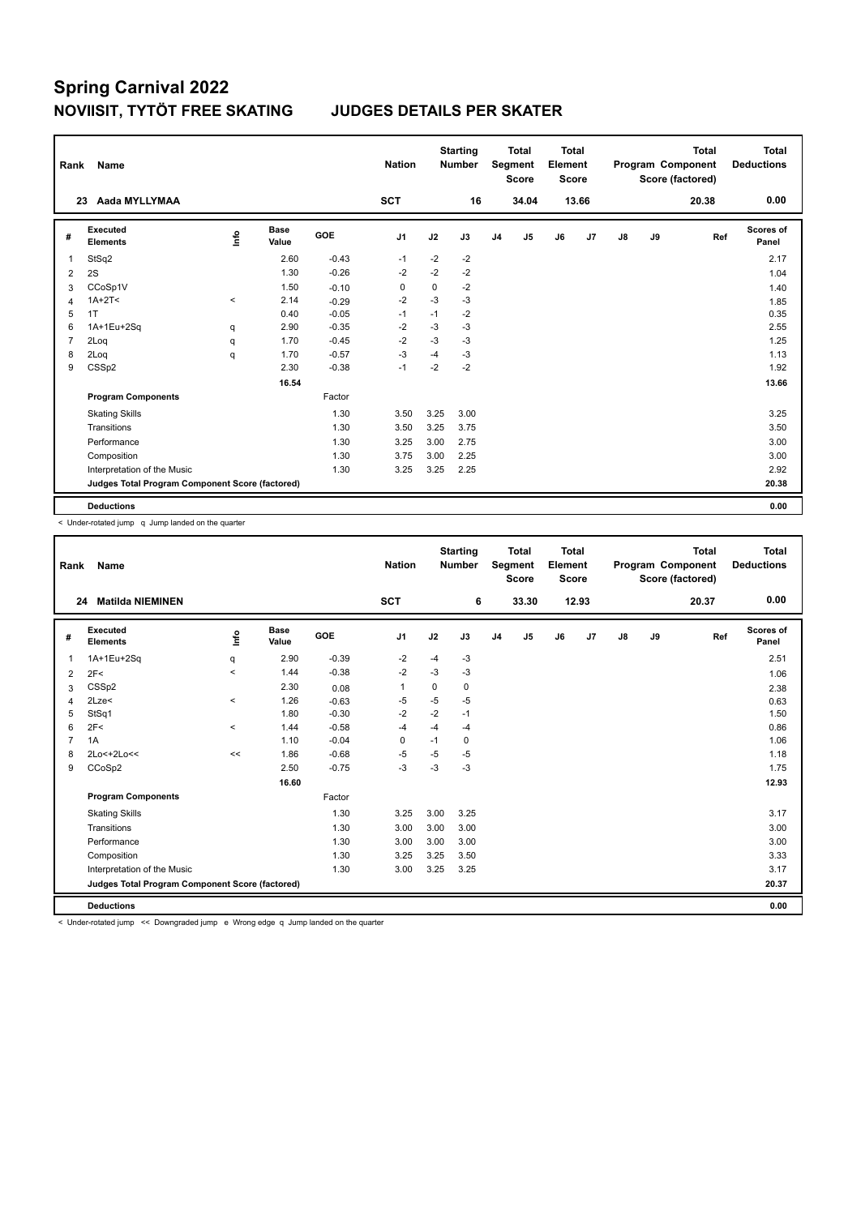# Spring Carnival 2022

## NOVIISIT, TYTÖT FREE SKATING JUDGES DETAILS PER SKATER

| Rank | Name | Nation | Starting Number | Total Segment Score | Total Element Score | Total Program Component Score (factored) | Total Deductions |
|---|---|---|---|---|---|---|---|
| 23 | Aada MYLLYMAA | SCT | 16 | 34.04 | 13.66 | 20.38 | 0.00 |

| # | Executed Elements | Info | Base Value | GOE | J1 | J2 | J3 | J4 | J5 | J6 | J7 | J8 | J9 | Ref | Scores of Panel |
|---|---|---|---|---|---|---|---|---|---|---|---|---|---|---|---|
| 1 | StSq2 | | 2.60 | -0.43 | -1 | -2 | -2 | | | | | | | | 2.17 |
| 2 | 2S | | 1.30 | -0.26 | -2 | -2 | -2 | | | | | | | | 1.04 |
| 3 | CCoSp1V | | 1.50 | -0.10 | 0 | 0 | -2 | | | | | | | | 1.40 |
| 4 | 1A+2T< | < | 2.14 | -0.29 | -2 | -3 | -3 | | | | | | | | 1.85 |
| 5 | 1T | | 0.40 | -0.05 | -1 | -1 | -2 | | | | | | | | 0.35 |
| 6 | 1A+1Eu+2Sq | q | 2.90 | -0.35 | -2 | -3 | -3 | | | | | | | | 2.55 |
| 7 | 2Loq | q | 1.70 | -0.45 | -2 | -3 | -3 | | | | | | | | 1.25 |
| 8 | 2Loq | q | 1.70 | -0.57 | -3 | -4 | -3 | | | | | | | | 1.13 |
| 9 | CSSp2 | | 2.30 | -0.38 | -1 | -2 | -2 | | | | | | | | 1.92 |
| | | | 16.54 | | | | | | | | | | | | 13.66 |
| | **Program Components** | | | Factor | | | | | | | | | | | |
| | Skating Skills | | | 1.30 | 3.50 | 3.25 | 3.00 | | | | | | | | 3.25 |
| | Transitions | | | 1.30 | 3.50 | 3.25 | 3.75 | | | | | | | | 3.50 |
| | Performance | | | 1.30 | 3.25 | 3.00 | 2.75 | | | | | | | | 3.00 |
| | Composition | | | 1.30 | 3.75 | 3.00 | 2.25 | | | | | | | | 3.00 |
| | Interpretation of the Music | | | 1.30 | 3.25 | 3.25 | 2.25 | | | | | | | | 2.92 |
| | **Judges Total Program Component Score (factored)** | | | | | | | | | | | | | | 20.38 |
| | **Deductions** | | | | | | | | | | | | | | 0.00 |

< Under-rotated jump q Jump landed on the quarter

| Rank | Name | Nation | Starting Number | Total Segment Score | Total Element Score | Total Program Component Score (factored) | Total Deductions |
|---|---|---|---|---|---|---|---|
| 24 | Matilda NIEMINEN | SCT | 6 | 33.30 | 12.93 | 20.37 | 0.00 |

| # | Executed Elements | Info | Base Value | GOE | J1 | J2 | J3 | J4 | J5 | J6 | J7 | J8 | J9 | Ref | Scores of Panel |
|---|---|---|---|---|---|---|---|---|---|---|---|---|---|---|---|
| 1 | 1A+1Eu+2Sq | q | 2.90 | -0.39 | -2 | -4 | -3 | | | | | | | | 2.51 |
| 2 | 2F< | < | 1.44 | -0.38 | -2 | -3 | -3 | | | | | | | | 1.06 |
| 3 | CSSp2 | | 2.30 | 0.08 | 1 | 0 | 0 | | | | | | | | 2.38 |
| 4 | 2Lze< | < | 1.26 | -0.63 | -5 | -5 | -5 | | | | | | | | 0.63 |
| 5 | StSq1 | | 1.80 | -0.30 | -2 | -2 | -1 | | | | | | | | 1.50 |
| 6 | 2F< | < | 1.44 | -0.58 | -4 | -4 | -4 | | | | | | | | 0.86 |
| 7 | 1A | | 1.10 | -0.04 | 0 | -1 | 0 | | | | | | | | 1.06 |
| 8 | 2Lo<+2Lo<< | << | 1.86 | -0.68 | -5 | -5 | -5 | | | | | | | | 1.18 |
| 9 | CCoSp2 | | 2.50 | -0.75 | -3 | -3 | -3 | | | | | | | | 1.75 |
| | | | 16.60 | | | | | | | | | | | | 12.93 |
| | **Program Components** | | | Factor | | | | | | | | | | | |
| | Skating Skills | | | 1.30 | 3.25 | 3.00 | 3.25 | | | | | | | | 3.17 |
| | Transitions | | | 1.30 | 3.00 | 3.00 | 3.00 | | | | | | | | 3.00 |
| | Performance | | | 1.30 | 3.00 | 3.00 | 3.00 | | | | | | | | 3.00 |
| | Composition | | | 1.30 | 3.25 | 3.25 | 3.50 | | | | | | | | 3.33 |
| | Interpretation of the Music | | | 1.30 | 3.00 | 3.25 | 3.25 | | | | | | | | 3.17 |
| | **Judges Total Program Component Score (factored)** | | | | | | | | | | | | | | 20.37 |
| | **Deductions** | | | | | | | | | | | | | | 0.00 |

< Under-rotated jump << Downgraded jump e Wrong edge q Jump landed on the quarter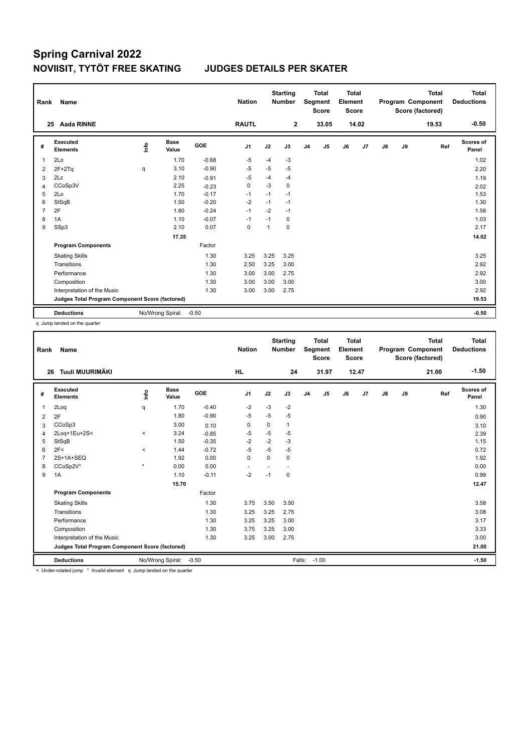# Spring Carnival 2022

## NOVIISIT, TYTÖT FREE SKATING JUDGES DETAILS PER SKATER

| Rank | Name | Nation | Starting Number | Total Segment Score | Total Element Score | Total Program Component Score (factored) | Total Deductions |
|---|---|---|---|---|---|---|---|
| 25 | Aada RINNE | RAUTL | 2 | 33.05 | 14.02 | 19.53 | -0.50 |

| # | Executed Elements | Info | Base Value | GOE | J1 | J2 | J3 | J4 | J5 | J6 | J7 | J8 | J9 | Ref | Scores of Panel |
|---|---|---|---|---|---|---|---|---|---|---|---|---|---|---|---|
| 1 | 2Lo | | 1.70 | -0.68 | -5 | -4 | -3 | | | | | | | | 1.02 |
| 2 | 2F+2Tq | q | 3.10 | -0.90 | -5 | -5 | -5 | | | | | | | | 2.20 |
| 3 | 2Lz | | 2.10 | -0.91 | -5 | -4 | -4 | | | | | | | | 1.19 |
| 4 | CCoSp3V | | 2.25 | -0.23 | 0 | -3 | 0 | | | | | | | | 2.02 |
| 5 | 2Lo | | 1.70 | -0.17 | -1 | -1 | -1 | | | | | | | | 1.53 |
| 6 | StSqB | | 1.50 | -0.20 | -2 | -1 | -1 | | | | | | | | 1.30 |
| 7 | 2F | | 1.80 | -0.24 | -1 | -2 | -1 | | | | | | | | 1.56 |
| 8 | 1A | | 1.10 | -0.07 | -1 | -1 | 0 | | | | | | | | 1.03 |
| 9 | SSp3 | | 2.10 | 0.07 | 0 | 1 | 0 | | | | | | | | 2.17 |
| | | | 17.35 | | | | | | | | | | | | 14.02 |
| | **Program Components** | | | Factor | | | | | | | | | | | |
| | Skating Skills | | | 1.30 | 3.25 | 3.25 | 3.25 | | | | | | | | 3.25 |
| | Transitions | | | 1.30 | 2.50 | 3.25 | 3.00 | | | | | | | | 2.92 |
| | Performance | | | 1.30 | 3.00 | 3.00 | 2.75 | | | | | | | | 2.92 |
| | Composition | | | 1.30 | 3.00 | 3.00 | 3.00 | | | | | | | | 3.00 |
| | Interpretation of the Music | | | 1.30 | 3.00 | 3.00 | 2.75 | | | | | | | | 2.92 |
| | **Judges Total Program Component Score (factored)** | | | | | | | | | | | | | | 19.53 |
| | **Deductions** | No/Wrong Spiral: | -0.50 | | | | | | | | | | | | -0.50 |

q Jump landed on the quarter

| Rank | Name | Nation | Starting Number | Total Segment Score | Total Element Score | Total Program Component Score (factored) | Total Deductions |
|---|---|---|---|---|---|---|---|
| 26 | Tuuli MUURIMÄKI | HL | 24 | 31.97 | 12.47 | 21.00 | -1.50 |

| # | Executed Elements | Info | Base Value | GOE | J1 | J2 | J3 | J4 | J5 | J6 | J7 | J8 | J9 | Ref | Scores of Panel |
|---|---|---|---|---|---|---|---|---|---|---|---|---|---|---|---|
| 1 | 2Loq | q | 1.70 | -0.40 | -2 | -3 | -2 | | | | | | | | 1.30 |
| 2 | 2F | | 1.80 | -0.90 | -5 | -5 | -5 | | | | | | | | 0.90 |
| 3 | CCoSp3 | | 3.00 | 0.10 | 0 | 0 | 1 | | | | | | | | 3.10 |
| 4 | 2Loq+1Eu+2S< | < | 3.24 | -0.85 | -5 | -5 | -5 | | | | | | | | 2.39 |
| 5 | StSqB | | 1.50 | -0.35 | -2 | -2 | -3 | | | | | | | | 1.15 |
| 6 | 2F< | < | 1.44 | -0.72 | -5 | -5 | -5 | | | | | | | | 0.72 |
| 7 | 2S+1A+SEQ | | 1.92 | 0.00 | 0 | 0 | 0 | | | | | | | | 1.92 |
| 8 | CCoSp2V* | * | 0.00 | 0.00 | - | - | - | | | | | | | | 0.00 |
| 9 | 1A | | 1.10 | -0.11 | -2 | -1 | 0 | | | | | | | | 0.99 |
| | | | 15.70 | | | | | | | | | | | | 12.47 |
| | **Program Components** | | | Factor | | | | | | | | | | | |
| | Skating Skills | | | 1.30 | 3.75 | 3.50 | 3.50 | | | | | | | | 3.58 |
| | Transitions | | | 1.30 | 3.25 | 3.25 | 2.75 | | | | | | | | 3.08 |
| | Performance | | | 1.30 | 3.25 | 3.25 | 3.00 | | | | | | | | 3.17 |
| | Composition | | | 1.30 | 3.75 | 3.25 | 3.00 | | | | | | | | 3.33 |
| | Interpretation of the Music | | | 1.30 | 3.25 | 3.00 | 2.75 | | | | | | | | 3.00 |
| | **Judges Total Program Component Score (factored)** | | | | | | | | | | | | | | 21.00 |
| | **Deductions** | No/Wrong Spiral: | -0.50 | | | | Falls: | -1.00 | | | | | | | -1.50 |

< Under-rotated jump * Invalid element q Jump landed on the quarter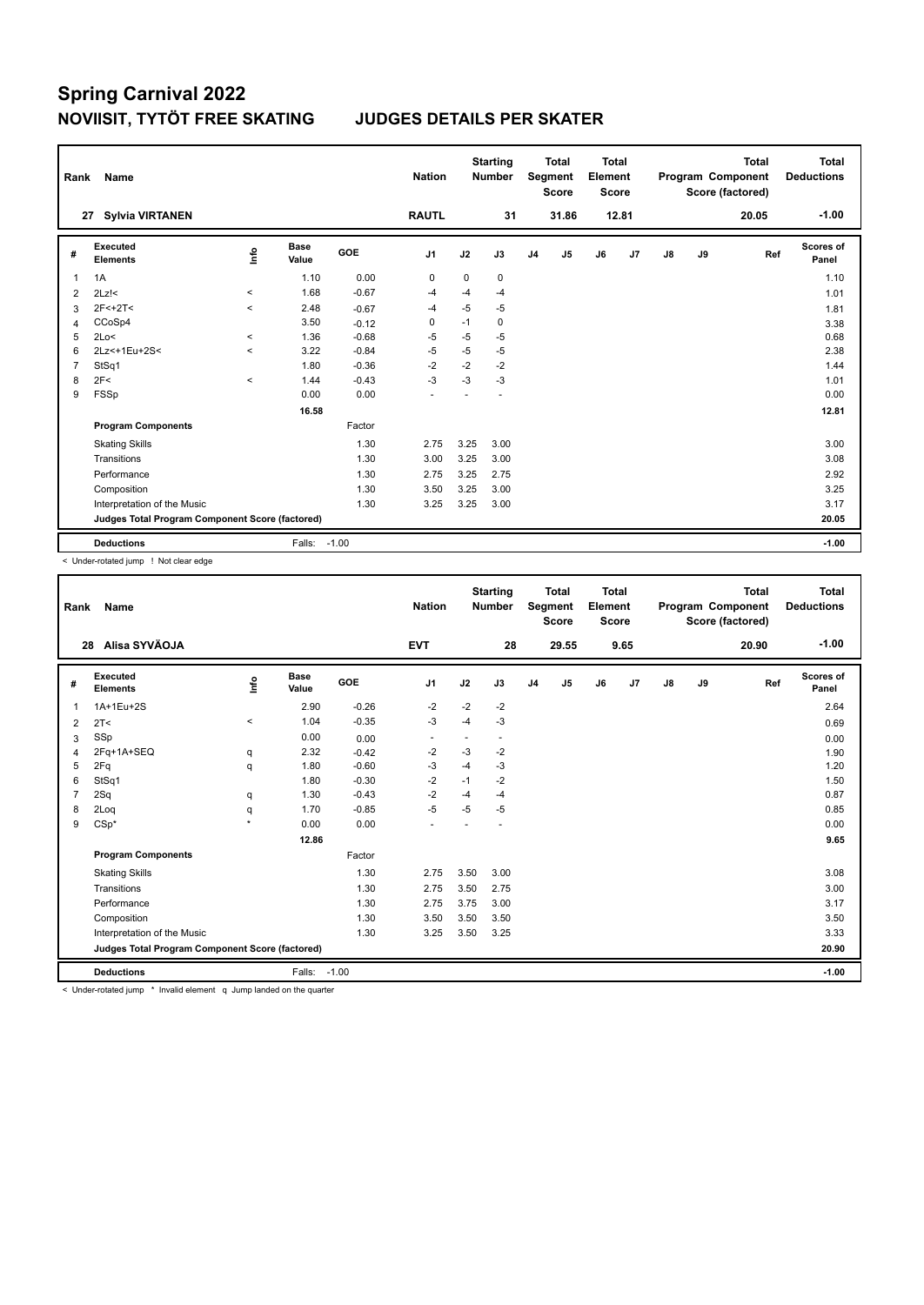# Spring Carnival 2022

## NOVIISIT, TYTÖT FREE SKATING JUDGES DETAILS PER SKATER

| Rank | Name | Nation | Starting Number | Total Segment Score | Total Element Score | Total Program Component Score (factored) | Total Deductions |
|---|---|---|---|---|---|---|---|
| 27 | Sylvia VIRTANEN | RAUTL | 31 | 31.86 | 12.81 | 20.05 | -1.00 |

| # | Executed Elements | Info | Base Value | GOE | J1 | J2 | J3 | J4 | J5 | J6 | J7 | J8 | J9 | Ref | Scores of Panel |
|---|---|---|---|---|---|---|---|---|---|---|---|---|---|---|---|
| 1 | 1A | | 1.10 | 0.00 | 0 | 0 | 0 | | | | | | | | 1.10 |
| 2 | 2Lz!< | < | 1.68 | -0.67 | -4 | -4 | -4 | | | | | | | | 1.01 |
| 3 | 2F<+2T< | < | 2.48 | -0.67 | -4 | -5 | -5 | | | | | | | | 1.81 |
| 4 | CCoSp4 | | 3.50 | -0.12 | 0 | -1 | 0 | | | | | | | | 3.38 |
| 5 | 2Lo< | < | 1.36 | -0.68 | -5 | -5 | -5 | | | | | | | | 0.68 |
| 6 | 2Lz<+1Eu+2S< | < | 3.22 | -0.84 | -5 | -5 | -5 | | | | | | | | 2.38 |
| 7 | StSq1 | | 1.80 | -0.36 | -2 | -2 | -2 | | | | | | | | 1.44 |
| 8 | 2F< | < | 1.44 | -0.43 | -3 | -3 | -3 | | | | | | | | 1.01 |
| 9 | FSSp | | 0.00 | 0.00 | - | - | - | | | | | | | | 0.00 |
| | | | 16.58 | | | | | | | | | | | | 12.81 |
| | **Program Components** | | | Factor | | | | | | | | | | | |
| | Skating Skills | | | 1.30 | 2.75 | 3.25 | 3.00 | | | | | | | | 3.00 |
| | Transitions | | | 1.30 | 3.00 | 3.25 | 3.00 | | | | | | | | 3.08 |
| | Performance | | | 1.30 | 2.75 | 3.25 | 2.75 | | | | | | | | 2.92 |
| | Composition | | | 1.30 | 3.50 | 3.25 | 3.00 | | | | | | | | 3.25 |
| | Interpretation of the Music | | | 1.30 | 3.25 | 3.25 | 3.00 | | | | | | | | 3.17 |
| | **Judges Total Program Component Score (factored)** | | | | | | | | | | | | | | 20.05 |
| | **Deductions** | | Falls: | -1.00 | | | | | | | | | | | -1.00 |

< Under-rotated jump ! Not clear edge

| Rank | Name | Nation | Starting Number | Total Segment Score | Total Element Score | Total Program Component Score (factored) | Total Deductions |
|---|---|---|---|---|---|---|---|
| 28 | Alisa SYVÄOJA | EVT | 28 | 29.55 | 9.65 | 20.90 | -1.00 |

| # | Executed Elements | Info | Base Value | GOE | J1 | J2 | J3 | J4 | J5 | J6 | J7 | J8 | J9 | Ref | Scores of Panel |
|---|---|---|---|---|---|---|---|---|---|---|---|---|---|---|---|
| 1 | 1A+1Eu+2S | | 2.90 | -0.26 | -2 | -2 | -2 | | | | | | | | 2.64 |
| 2 | 2T< | < | 1.04 | -0.35 | -3 | -4 | -3 | | | | | | | | 0.69 |
| 3 | SSp | | 0.00 | 0.00 | - | - | - | | | | | | | | 0.00 |
| 4 | 2Fq+1A+SEQ | q | 2.32 | -0.42 | -2 | -3 | -2 | | | | | | | | 1.90 |
| 5 | 2Fq | q | 1.80 | -0.60 | -3 | -4 | -3 | | | | | | | | 1.20 |
| 6 | StSq1 | | 1.80 | -0.30 | -2 | -1 | -2 | | | | | | | | 1.50 |
| 7 | 2Sq | q | 1.30 | -0.43 | -2 | -4 | -4 | | | | | | | | 0.87 |
| 8 | 2Loq | q | 1.70 | -0.85 | -5 | -5 | -5 | | | | | | | | 0.85 |
| 9 | CSp* | * | 0.00 | 0.00 | - | - | - | | | | | | | | 0.00 |
| | | | 12.86 | | | | | | | | | | | | 9.65 |
| | **Program Components** | | | Factor | | | | | | | | | | | |
| | Skating Skills | | | 1.30 | 2.75 | 3.50 | 3.00 | | | | | | | | 3.08 |
| | Transitions | | | 1.30 | 2.75 | 3.50 | 2.75 | | | | | | | | 3.00 |
| | Performance | | | 1.30 | 2.75 | 3.75 | 3.00 | | | | | | | | 3.17 |
| | Composition | | | 1.30 | 3.50 | 3.50 | 3.50 | | | | | | | | 3.50 |
| | Interpretation of the Music | | | 1.30 | 3.25 | 3.50 | 3.25 | | | | | | | | 3.33 |
| | **Judges Total Program Component Score (factored)** | | | | | | | | | | | | | | 20.90 |
| | **Deductions** | | Falls: | -1.00 | | | | | | | | | | | -1.00 |

< Under-rotated jump * Invalid element q Jump landed on the quarter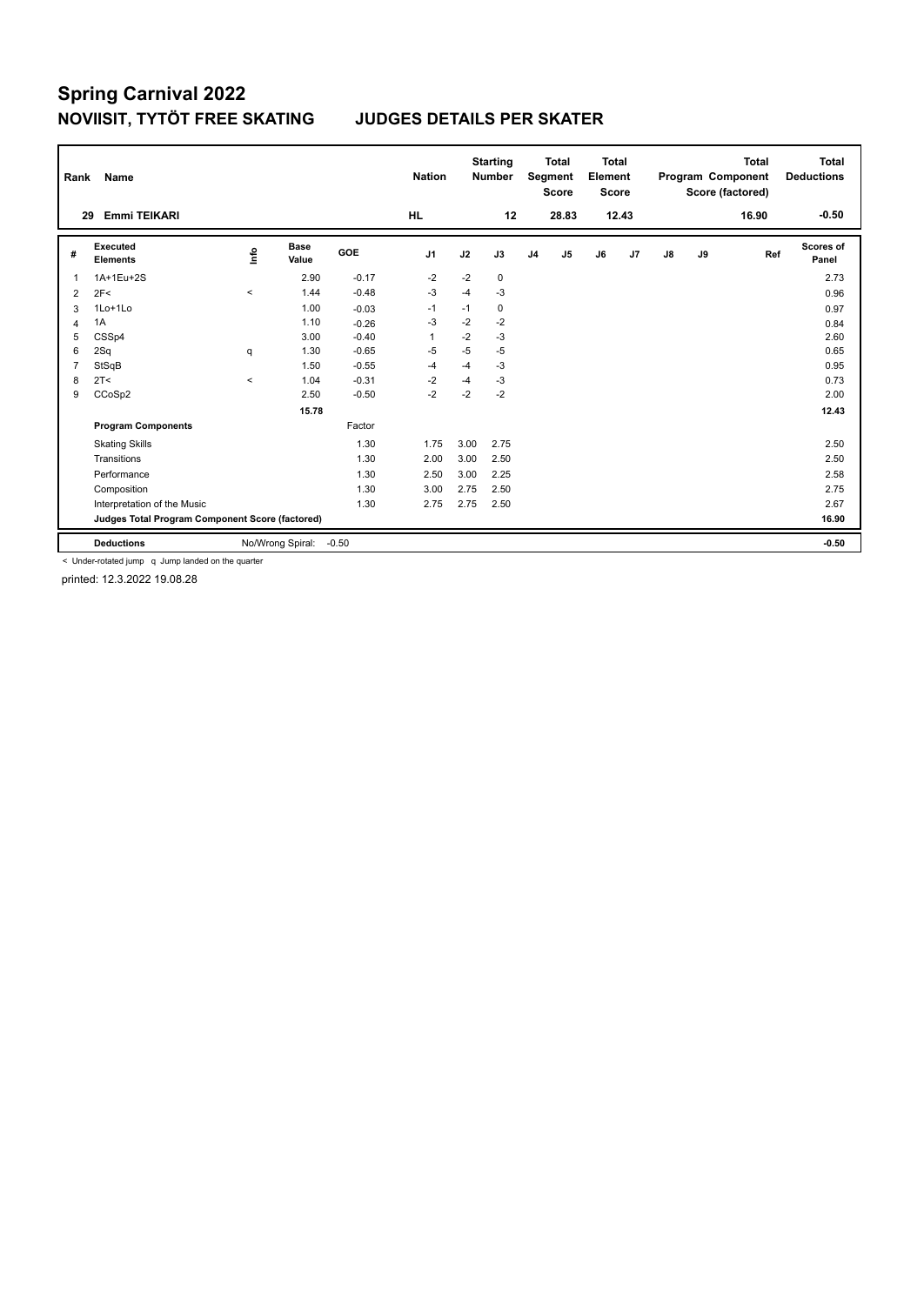# Spring Carnival 2022

## NOVIISIT, TYTÖT FREE SKATING JUDGES DETAILS PER SKATER

| Rank | Name | Nation | Starting Number | Total Segment Score | Total Element Score | Total Program Component Score (factored) | Total Deductions |
|---|---|---|---|---|---|---|---|
| 29 | Emmi TEIKARI | HL | 12 | 28.83 | 12.43 | 16.90 | -0.50 |

| # | Executed Elements | Info | Base Value | GOE | J1 | J2 | J3 | J4 | J5 | J6 | J7 | J8 | J9 | Ref | Scores of Panel |
|---|---|---|---|---|---|---|---|---|---|---|---|---|---|---|---|
| 1 | 1A+1Eu+2S | | 2.90 | -0.17 | -2 | -2 | 0 | | | | | | | | 2.73 |
| 2 | 2F< | < | 1.44 | -0.48 | -3 | -4 | -3 | | | | | | | | 0.96 |
| 3 | 1Lo+1Lo | | 1.00 | -0.03 | -1 | -1 | 0 | | | | | | | | 0.97 |
| 4 | 1A | | 1.10 | -0.26 | -3 | -2 | -2 | | | | | | | | 0.84 |
| 5 | CSSp4 | | 3.00 | -0.40 | 1 | -2 | -3 | | | | | | | | 2.60 |
| 6 | 2Sq | q | 1.30 | -0.65 | -5 | -5 | -5 | | | | | | | | 0.65 |
| 7 | StSqB | | 1.50 | -0.55 | -4 | -4 | -3 | | | | | | | | 0.95 |
| 8 | 2T< | < | 1.04 | -0.31 | -2 | -4 | -3 | | | | | | | | 0.73 |
| 9 | CCoSp2 | | 2.50 | -0.50 | -2 | -2 | -2 | | | | | | | | 2.00 |
| | | | 15.78 | | | | | | | | | | | | 12.43 |
| | **Program Components** | | | Factor | | | | | | | | | | | |
| | Skating Skills | | | 1.30 | 1.75 | 3.00 | 2.75 | | | | | | | | 2.50 |
| | Transitions | | | 1.30 | 2.00 | 3.00 | 2.50 | | | | | | | | 2.50 |
| | Performance | | | 1.30 | 2.50 | 3.00 | 2.25 | | | | | | | | 2.58 |
| | Composition | | | 1.30 | 3.00 | 2.75 | 2.50 | | | | | | | | 2.75 |
| | Interpretation of the Music | | | 1.30 | 2.75 | 2.75 | 2.50 | | | | | | | | 2.67 |
| | **Judges Total Program Component Score (factored)** | | | | | | | | | | | | | | 16.90 |
| | **Deductions** | No/Wrong Spiral: | | -0.50 | | | | | | | | | | | -0.50 |

< Under-rotated jump q Jump landed on the quarter

printed: 12.3.2022 19.08.28